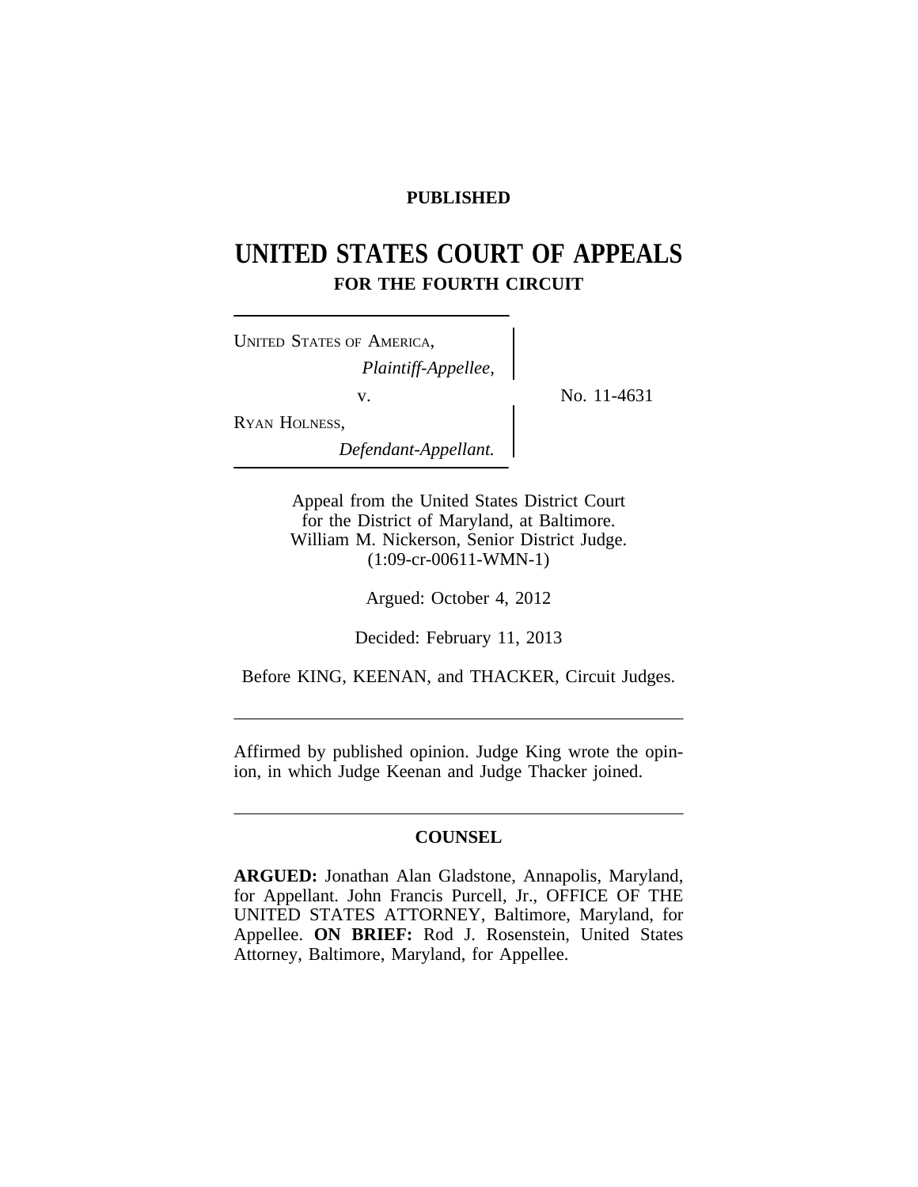**PUBLISHED**

# UNITED STATES COURT OF APPEALS
## FOR THE FOURTH CIRCUIT

UNITED STATES OF AMERICA,
*Plaintiff-Appellee,*

v.

RYAN HOLNESS,
*Defendant-Appellant.*

No. 11-4631

Appeal from the United States District Court
for the District of Maryland, at Baltimore.
William M. Nickerson, Senior District Judge.
(1:09-cr-00611-WMN-1)

Argued: October 4, 2012

Decided: February 11, 2013

Before KING, KEENAN, and THACKER, Circuit Judges.

---

Affirmed by published opinion. Judge King wrote the opinion, in which Judge Keenan and Judge Thacker joined.

---

**COUNSEL**

**ARGUED:** Jonathan Alan Gladstone, Annapolis, Maryland, for Appellant. John Francis Purcell, Jr., OFFICE OF THE UNITED STATES ATTORNEY, Baltimore, Maryland, for Appellee. **ON BRIEF:** Rod J. Rosenstein, United States Attorney, Baltimore, Maryland, for Appellee.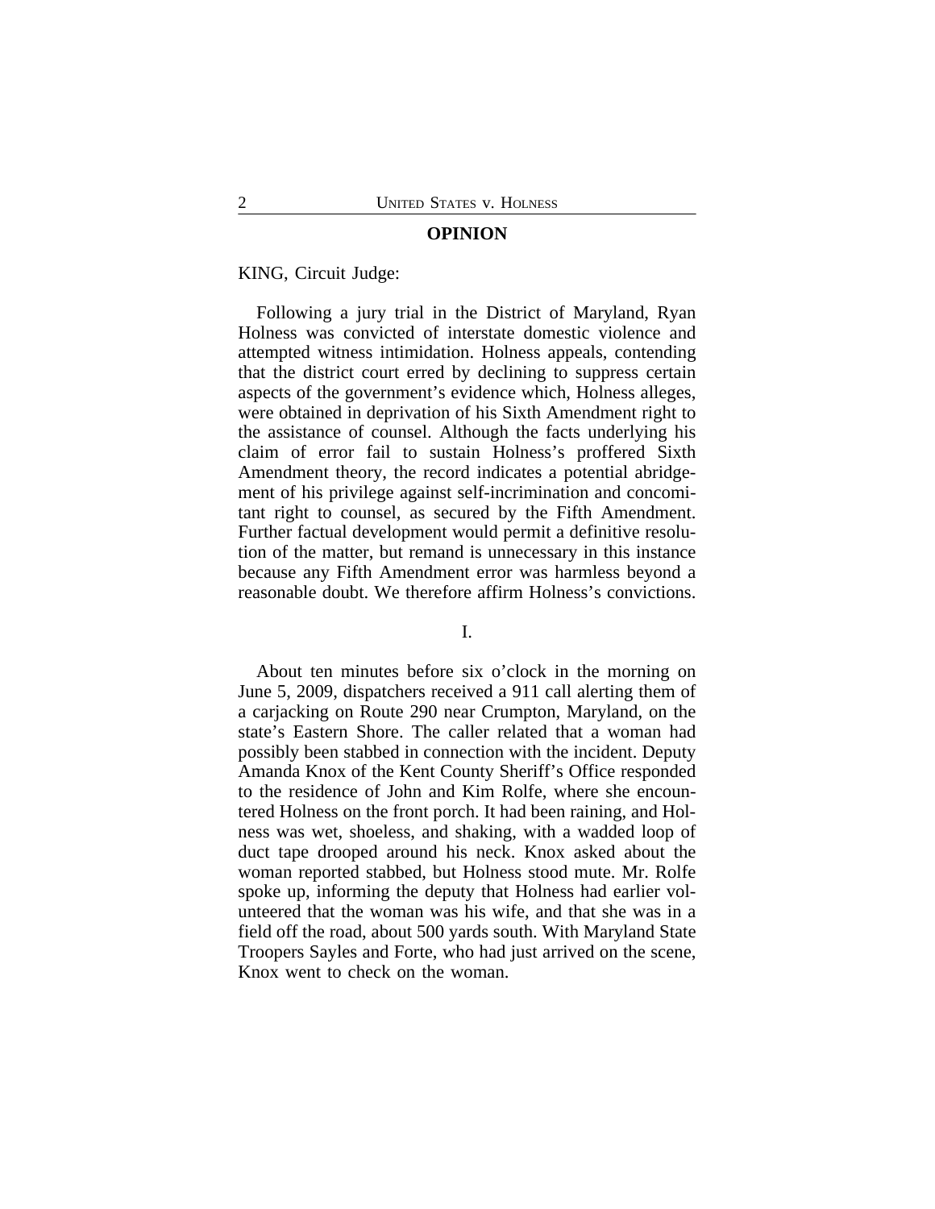## OPINION

KING, Circuit Judge:

Following a jury trial in the District of Maryland, Ryan Holness was convicted of interstate domestic violence and attempted witness intimidation. Holness appeals, contending that the district court erred by declining to suppress certain aspects of the government's evidence which, Holness alleges, were obtained in deprivation of his Sixth Amendment right to the assistance of counsel. Although the facts underlying his claim of error fail to sustain Holness's proffered Sixth Amendment theory, the record indicates a potential abridgement of his privilege against self-incrimination and concomitant right to counsel, as secured by the Fifth Amendment. Further factual development would permit a definitive resolution of the matter, but remand is unnecessary in this instance because any Fifth Amendment error was harmless beyond a reasonable doubt. We therefore affirm Holness's convictions.

I.

About ten minutes before six o'clock in the morning on June 5, 2009, dispatchers received a 911 call alerting them of a carjacking on Route 290 near Crumpton, Maryland, on the state's Eastern Shore. The caller related that a woman had possibly been stabbed in connection with the incident. Deputy Amanda Knox of the Kent County Sheriff's Office responded to the residence of John and Kim Rolfe, where she encountered Holness on the front porch. It had been raining, and Holness was wet, shoeless, and shaking, with a wadded loop of duct tape drooped around his neck. Knox asked about the woman reported stabbed, but Holness stood mute. Mr. Rolfe spoke up, informing the deputy that Holness had earlier volunteered that the woman was his wife, and that she was in a field off the road, about 500 yards south. With Maryland State Troopers Sayles and Forte, who had just arrived on the scene, Knox went to check on the woman.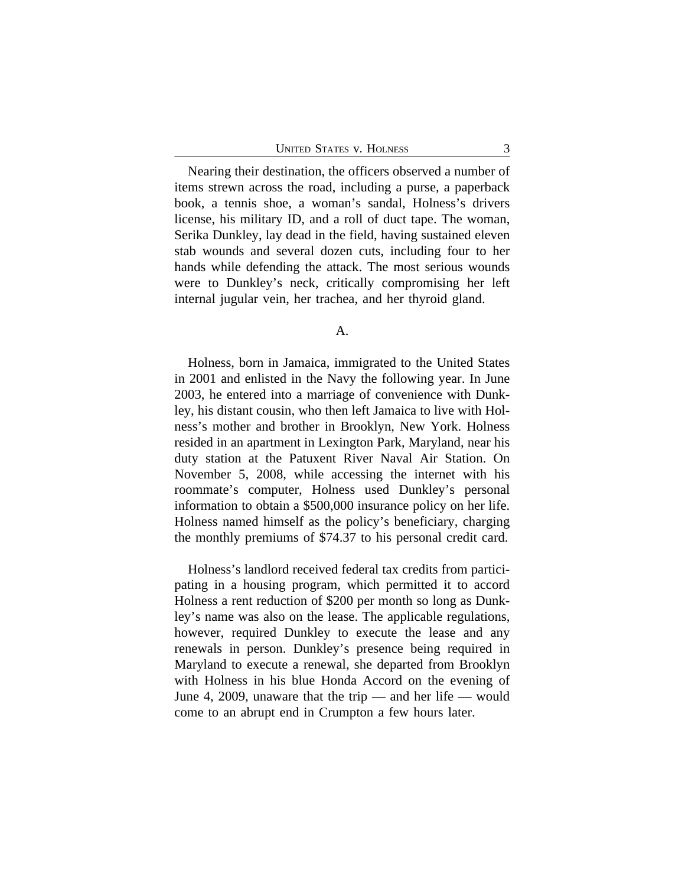Nearing their destination, the officers observed a number of items strewn across the road, including a purse, a paperback book, a tennis shoe, a woman's sandal, Holness's drivers license, his military ID, and a roll of duct tape. The woman, Serika Dunkley, lay dead in the field, having sustained eleven stab wounds and several dozen cuts, including four to her hands while defending the attack. The most serious wounds were to Dunkley's neck, critically compromising her left internal jugular vein, her trachea, and her thyroid gland.

A.

Holness, born in Jamaica, immigrated to the United States in 2001 and enlisted in the Navy the following year. In June 2003, he entered into a marriage of convenience with Dunkley, his distant cousin, who then left Jamaica to live with Holness's mother and brother in Brooklyn, New York. Holness resided in an apartment in Lexington Park, Maryland, near his duty station at the Patuxent River Naval Air Station. On November 5, 2008, while accessing the internet with his roommate's computer, Holness used Dunkley's personal information to obtain a $500,000 insurance policy on her life. Holness named himself as the policy's beneficiary, charging the monthly premiums of $74.37 to his personal credit card.

Holness's landlord received federal tax credits from participating in a housing program, which permitted it to accord Holness a rent reduction of $200 per month so long as Dunkley's name was also on the lease. The applicable regulations, however, required Dunkley to execute the lease and any renewals in person. Dunkley's presence being required in Maryland to execute a renewal, she departed from Brooklyn with Holness in his blue Honda Accord on the evening of June 4, 2009, unaware that the trip — and her life — would come to an abrupt end in Crumpton a few hours later.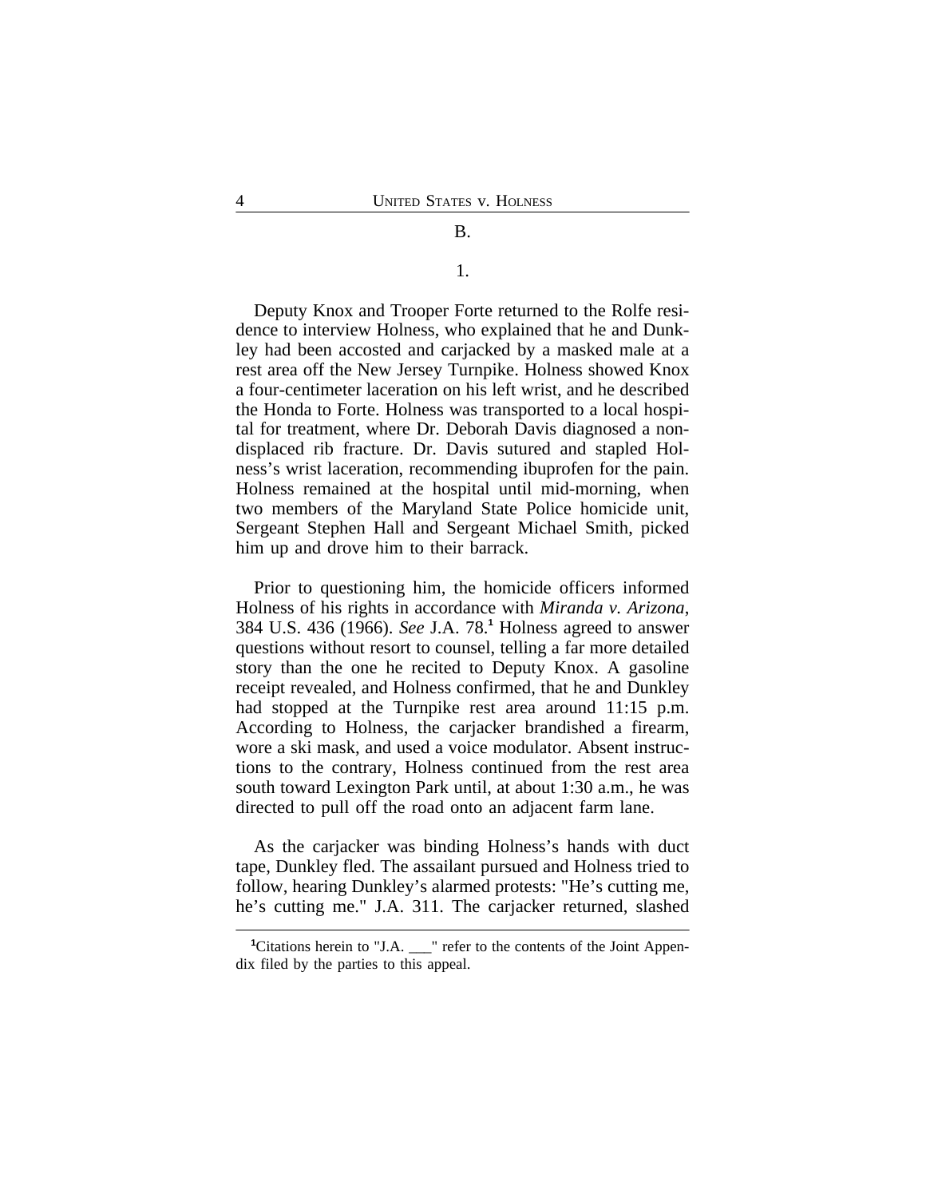### B.

#### 1.

Deputy Knox and Trooper Forte returned to the Rolfe residence to interview Holness, who explained that he and Dunkley had been accosted and carjacked by a masked male at a rest area off the New Jersey Turnpike. Holness showed Knox a four-centimeter laceration on his left wrist, and he described the Honda to Forte. Holness was transported to a local hospital for treatment, where Dr. Deborah Davis diagnosed a non-displaced rib fracture. Dr. Davis sutured and stapled Holness's wrist laceration, recommending ibuprofen for the pain. Holness remained at the hospital until mid-morning, when two members of the Maryland State Police homicide unit, Sergeant Stephen Hall and Sergeant Michael Smith, picked him up and drove him to their barrack.

Prior to questioning him, the homicide officers informed Holness of his rights in accordance with *Miranda v. Arizona*, 384 U.S. 436 (1966). *See* J.A. 78.[1] Holness agreed to answer questions without resort to counsel, telling a far more detailed story than the one he recited to Deputy Knox. A gasoline receipt revealed, and Holness confirmed, that he and Dunkley had stopped at the Turnpike rest area around 11:15 p.m. According to Holness, the carjacker brandished a firearm, wore a ski mask, and used a voice modulator. Absent instructions to the contrary, Holness continued from the rest area south toward Lexington Park until, at about 1:30 a.m., he was directed to pull off the road onto an adjacent farm lane.

As the carjacker was binding Holness's hands with duct tape, Dunkley fled. The assailant pursued and Holness tried to follow, hearing Dunkley's alarmed protests: "He's cutting me, he's cutting me." J.A. 311. The carjacker returned, slashed

---

[1] Citations herein to "J.A. ___" refer to the contents of the Joint Appendix filed by the parties to this appeal.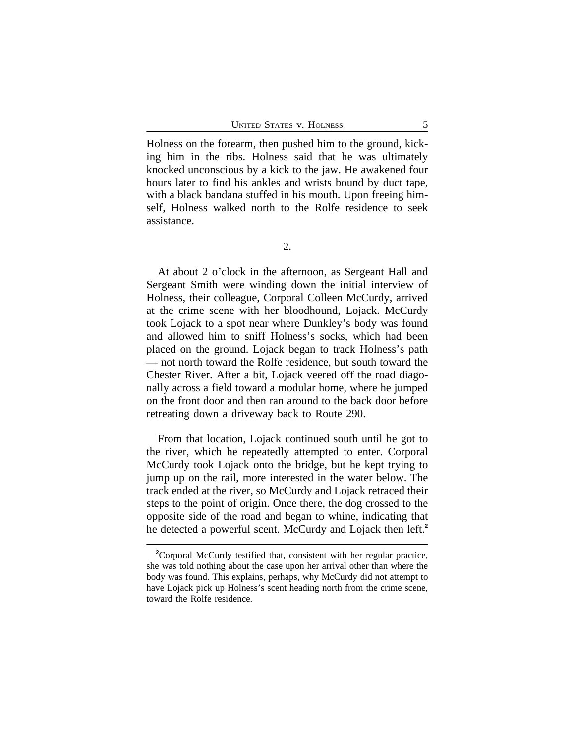Holness on the forearm, then pushed him to the ground, kicking him in the ribs. Holness said that he was ultimately knocked unconscious by a kick to the jaw. He awakened four hours later to find his ankles and wrists bound by duct tape, with a black bandana stuffed in his mouth. Upon freeing himself, Holness walked north to the Rolfe residence to seek assistance.

2.

At about 2 o'clock in the afternoon, as Sergeant Hall and Sergeant Smith were winding down the initial interview of Holness, their colleague, Corporal Colleen McCurdy, arrived at the crime scene with her bloodhound, Lojack. McCurdy took Lojack to a spot near where Dunkley's body was found and allowed him to sniff Holness's socks, which had been placed on the ground. Lojack began to track Holness's path — not north toward the Rolfe residence, but south toward the Chester River. After a bit, Lojack veered off the road diagonally across a field toward a modular home, where he jumped on the front door and then ran around to the back door before retreating down a driveway back to Route 290.

From that location, Lojack continued south until he got to the river, which he repeatedly attempted to enter. Corporal McCurdy took Lojack onto the bridge, but he kept trying to jump up on the rail, more interested in the water below. The track ended at the river, so McCurdy and Lojack retraced their steps to the point of origin. Once there, the dog crossed to the opposite side of the road and began to whine, indicating that he detected a powerful scent. McCurdy and Lojack then left.[2]

[2]Corporal McCurdy testified that, consistent with her regular practice, she was told nothing about the case upon her arrival other than where the body was found. This explains, perhaps, why McCurdy did not attempt to have Lojack pick up Holness's scent heading north from the crime scene, toward the Rolfe residence.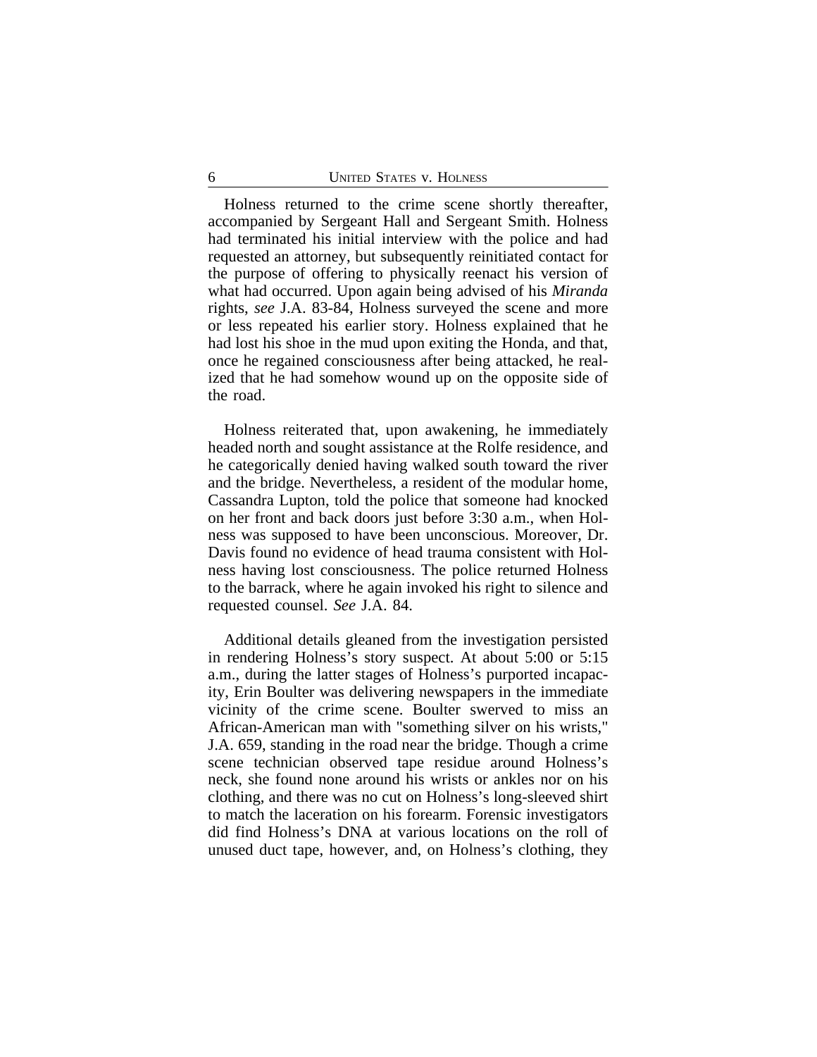Holness returned to the crime scene shortly thereafter, accompanied by Sergeant Hall and Sergeant Smith. Holness had terminated his initial interview with the police and had requested an attorney, but subsequently reinitiated contact for the purpose of offering to physically reenact his version of what had occurred. Upon again being advised of his *Miranda* rights, *see* J.A. 83-84, Holness surveyed the scene and more or less repeated his earlier story. Holness explained that he had lost his shoe in the mud upon exiting the Honda, and that, once he regained consciousness after being attacked, he realized that he had somehow wound up on the opposite side of the road.

Holness reiterated that, upon awakening, he immediately headed north and sought assistance at the Rolfe residence, and he categorically denied having walked south toward the river and the bridge. Nevertheless, a resident of the modular home, Cassandra Lupton, told the police that someone had knocked on her front and back doors just before 3:30 a.m., when Holness was supposed to have been unconscious. Moreover, Dr. Davis found no evidence of head trauma consistent with Holness having lost consciousness. The police returned Holness to the barrack, where he again invoked his right to silence and requested counsel. *See* J.A. 84.

Additional details gleaned from the investigation persisted in rendering Holness's story suspect. At about 5:00 or 5:15 a.m., during the latter stages of Holness's purported incapacity, Erin Boulter was delivering newspapers in the immediate vicinity of the crime scene. Boulter swerved to miss an African-American man with "something silver on his wrists," J.A. 659, standing in the road near the bridge. Though a crime scene technician observed tape residue around Holness's neck, she found none around his wrists or ankles nor on his clothing, and there was no cut on Holness's long-sleeved shirt to match the laceration on his forearm. Forensic investigators did find Holness's DNA at various locations on the roll of unused duct tape, however, and, on Holness's clothing, they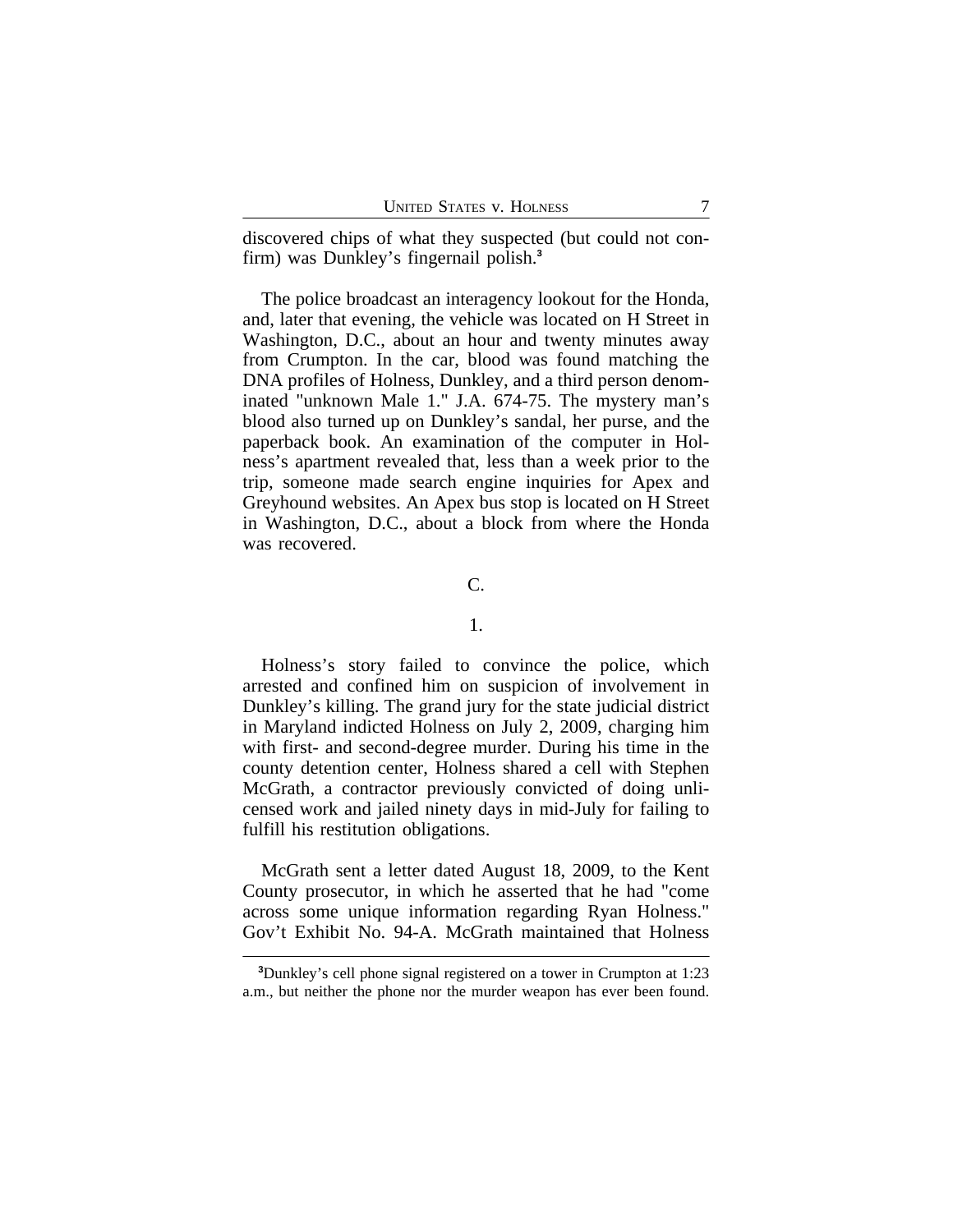discovered chips of what they suspected (but could not confirm) was Dunkley's fingernail polish.[3]

The police broadcast an interagency lookout for the Honda, and, later that evening, the vehicle was located on H Street in Washington, D.C., about an hour and twenty minutes away from Crumpton. In the car, blood was found matching the DNA profiles of Holness, Dunkley, and a third person denominated "unknown Male 1." J.A. 674-75. The mystery man's blood also turned up on Dunkley's sandal, her purse, and the paperback book. An examination of the computer in Holness's apartment revealed that, less than a week prior to the trip, someone made search engine inquiries for Apex and Greyhound websites. An Apex bus stop is located on H Street in Washington, D.C., about a block from where the Honda was recovered.

C.

1.

Holness's story failed to convince the police, which arrested and confined him on suspicion of involvement in Dunkley's killing. The grand jury for the state judicial district in Maryland indicted Holness on July 2, 2009, charging him with first- and second-degree murder. During his time in the county detention center, Holness shared a cell with Stephen McGrath, a contractor previously convicted of doing unlicensed work and jailed ninety days in mid-July for failing to fulfill his restitution obligations.

McGrath sent a letter dated August 18, 2009, to the Kent County prosecutor, in which he asserted that he had "come across some unique information regarding Ryan Holness." Gov't Exhibit No. 94-A. McGrath maintained that Holness

[3] Dunkley's cell phone signal registered on a tower in Crumpton at 1:23 a.m., but neither the phone nor the murder weapon has ever been found.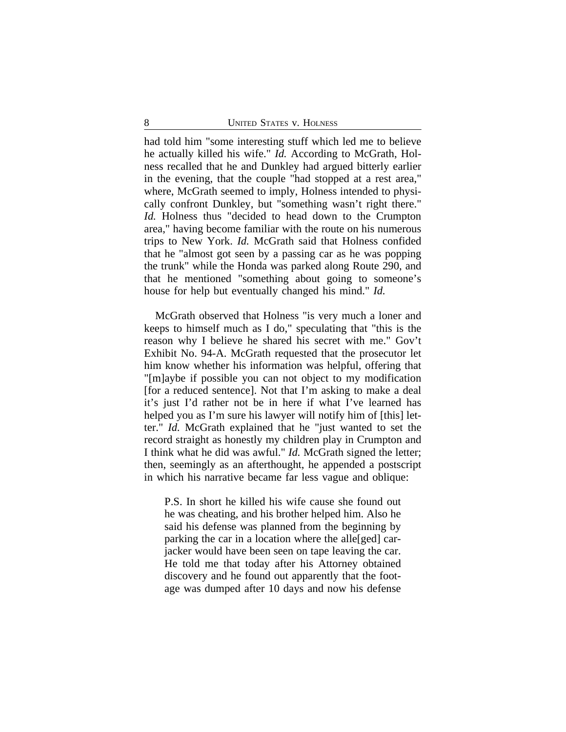had told him "some interesting stuff which led me to believe he actually killed his wife." *Id.* According to McGrath, Holness recalled that he and Dunkley had argued bitterly earlier in the evening, that the couple "had stopped at a rest area," where, McGrath seemed to imply, Holness intended to physically confront Dunkley, but "something wasn't right there." *Id.* Holness thus "decided to head down to the Crumpton area," having become familiar with the route on his numerous trips to New York. *Id.* McGrath said that Holness confided that he "almost got seen by a passing car as he was popping the trunk" while the Honda was parked along Route 290, and that he mentioned "something about going to someone's house for help but eventually changed his mind." *Id.*

McGrath observed that Holness "is very much a loner and keeps to himself much as I do," speculating that "this is the reason why I believe he shared his secret with me." Gov't Exhibit No. 94-A. McGrath requested that the prosecutor let him know whether his information was helpful, offering that "[m]aybe if possible you can not object to my modification [for a reduced sentence]. Not that I'm asking to make a deal it's just I'd rather not be in here if what I've learned has helped you as I'm sure his lawyer will notify him of [this] letter." *Id.* McGrath explained that he "just wanted to set the record straight as honestly my children play in Crumpton and I think what he did was awful." *Id.* McGrath signed the letter; then, seemingly as an afterthought, he appended a postscript in which his narrative became far less vague and oblique:

> P.S. In short he killed his wife cause she found out he was cheating, and his brother helped him. Also he said his defense was planned from the beginning by parking the car in a location where the alle[ged] carjacker would have been seen on tape leaving the car. He told me that today after his Attorney obtained discovery and he found out apparently that the footage was dumped after 10 days and now his defense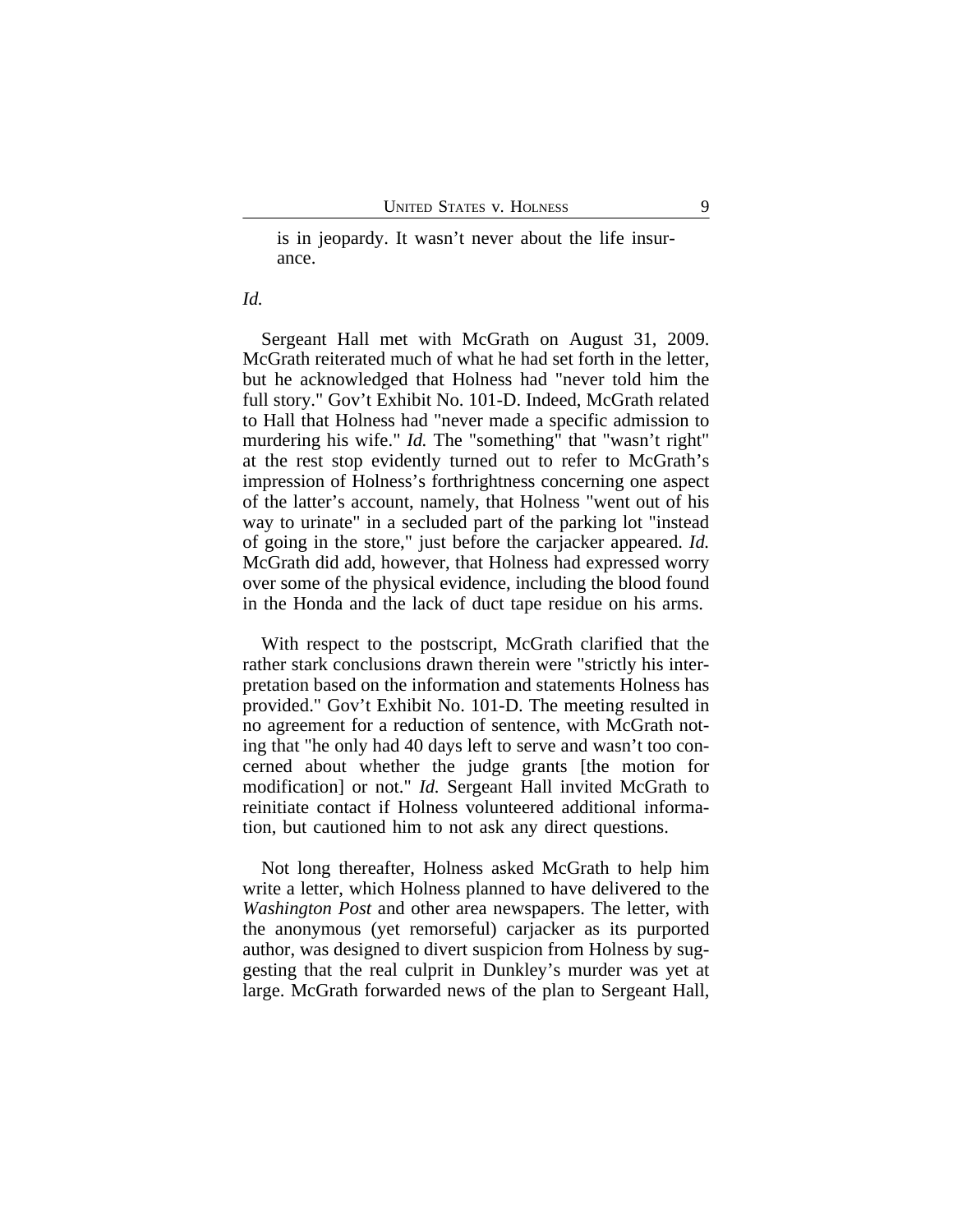> is in jeopardy. It wasn't never about the life insurance.

*Id.*

Sergeant Hall met with McGrath on August 31, 2009. McGrath reiterated much of what he had set forth in the letter, but he acknowledged that Holness had "never told him the full story." Gov't Exhibit No. 101-D. Indeed, McGrath related to Hall that Holness had "never made a specific admission to murdering his wife." *Id.* The "something" that "wasn't right" at the rest stop evidently turned out to refer to McGrath's impression of Holness's forthrightness concerning one aspect of the latter's account, namely, that Holness "went out of his way to urinate" in a secluded part of the parking lot "instead of going in the store," just before the carjacker appeared. *Id.* McGrath did add, however, that Holness had expressed worry over some of the physical evidence, including the blood found in the Honda and the lack of duct tape residue on his arms.

With respect to the postscript, McGrath clarified that the rather stark conclusions drawn therein were "strictly his interpretation based on the information and statements Holness has provided." Gov't Exhibit No. 101-D. The meeting resulted in no agreement for a reduction of sentence, with McGrath noting that "he only had 40 days left to serve and wasn't too concerned about whether the judge grants [the motion for modification] or not." *Id.* Sergeant Hall invited McGrath to reinitiate contact if Holness volunteered additional information, but cautioned him to not ask any direct questions.

Not long thereafter, Holness asked McGrath to help him write a letter, which Holness planned to have delivered to the *Washington Post* and other area newspapers. The letter, with the anonymous (yet remorseful) carjacker as its purported author, was designed to divert suspicion from Holness by suggesting that the real culprit in Dunkley's murder was yet at large. McGrath forwarded news of the plan to Sergeant Hall,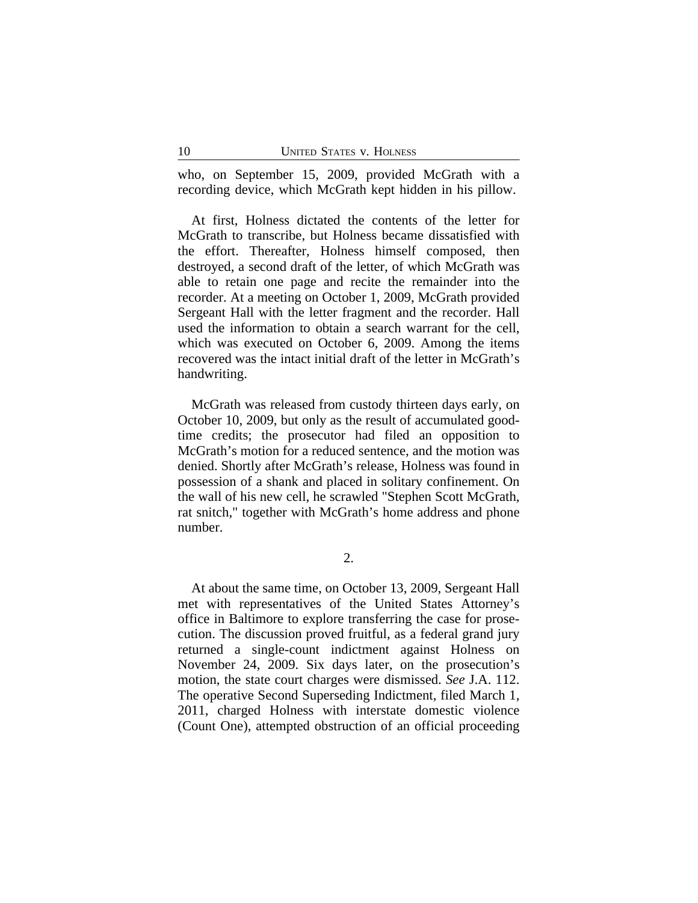who, on September 15, 2009, provided McGrath with a recording device, which McGrath kept hidden in his pillow.

At first, Holness dictated the contents of the letter for McGrath to transcribe, but Holness became dissatisfied with the effort. Thereafter, Holness himself composed, then destroyed, a second draft of the letter, of which McGrath was able to retain one page and recite the remainder into the recorder. At a meeting on October 1, 2009, McGrath provided Sergeant Hall with the letter fragment and the recorder. Hall used the information to obtain a search warrant for the cell, which was executed on October 6, 2009. Among the items recovered was the intact initial draft of the letter in McGrath's handwriting.

McGrath was released from custody thirteen days early, on October 10, 2009, but only as the result of accumulated good-time credits; the prosecutor had filed an opposition to McGrath's motion for a reduced sentence, and the motion was denied. Shortly after McGrath's release, Holness was found in possession of a shank and placed in solitary confinement. On the wall of his new cell, he scrawled "Stephen Scott McGrath, rat snitch," together with McGrath's home address and phone number.

2.

At about the same time, on October 13, 2009, Sergeant Hall met with representatives of the United States Attorney's office in Baltimore to explore transferring the case for prosecution. The discussion proved fruitful, as a federal grand jury returned a single-count indictment against Holness on November 24, 2009. Six days later, on the prosecution's motion, the state court charges were dismissed. *See* J.A. 112. The operative Second Superseding Indictment, filed March 1, 2011, charged Holness with interstate domestic violence (Count One), attempted obstruction of an official proceeding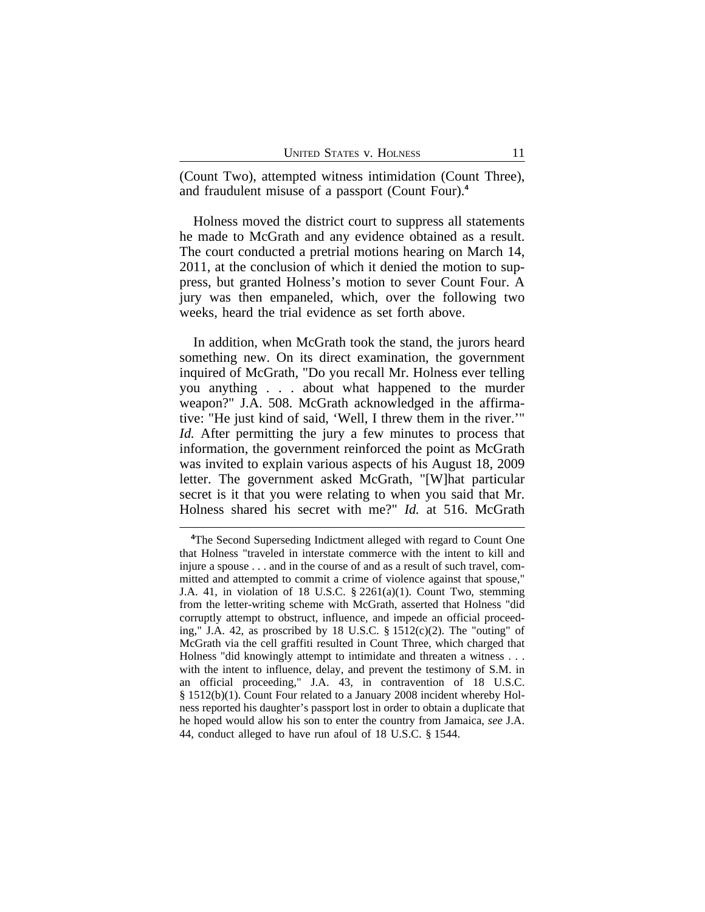(Count Two), attempted witness intimidation (Count Three), and fraudulent misuse of a passport (Count Four).[4]

Holness moved the district court to suppress all statements he made to McGrath and any evidence obtained as a result. The court conducted a pretrial motions hearing on March 14, 2011, at the conclusion of which it denied the motion to suppress, but granted Holness's motion to sever Count Four. A jury was then empaneled, which, over the following two weeks, heard the trial evidence as set forth above.

In addition, when McGrath took the stand, the jurors heard something new. On its direct examination, the government inquired of McGrath, "Do you recall Mr. Holness ever telling you anything . . . about what happened to the murder weapon?" J.A. 508. McGrath acknowledged in the affirmative: "He just kind of said, 'Well, I threw them in the river.'" *Id.* After permitting the jury a few minutes to process that information, the government reinforced the point as McGrath was invited to explain various aspects of his August 18, 2009 letter. The government asked McGrath, "[W]hat particular secret is it that you were relating to when you said that Mr. Holness shared his secret with me?" *Id.* at 516. McGrath

[4]The Second Superseding Indictment alleged with regard to Count One that Holness "traveled in interstate commerce with the intent to kill and injure a spouse . . . and in the course of and as a result of such travel, committed and attempted to commit a crime of violence against that spouse," J.A. 41, in violation of 18 U.S.C. § 2261(a)(1). Count Two, stemming from the letter-writing scheme with McGrath, asserted that Holness "did corruptly attempt to obstruct, influence, and impede an official proceeding," J.A. 42, as proscribed by 18 U.S.C. § 1512(c)(2). The "outing" of McGrath via the cell graffiti resulted in Count Three, which charged that Holness "did knowingly attempt to intimidate and threaten a witness . . . with the intent to influence, delay, and prevent the testimony of S.M. in an official proceeding," J.A. 43, in contravention of 18 U.S.C. § 1512(b)(1). Count Four related to a January 2008 incident whereby Holness reported his daughter's passport lost in order to obtain a duplicate that he hoped would allow his son to enter the country from Jamaica, *see* J.A. 44, conduct alleged to have run afoul of 18 U.S.C. § 1544.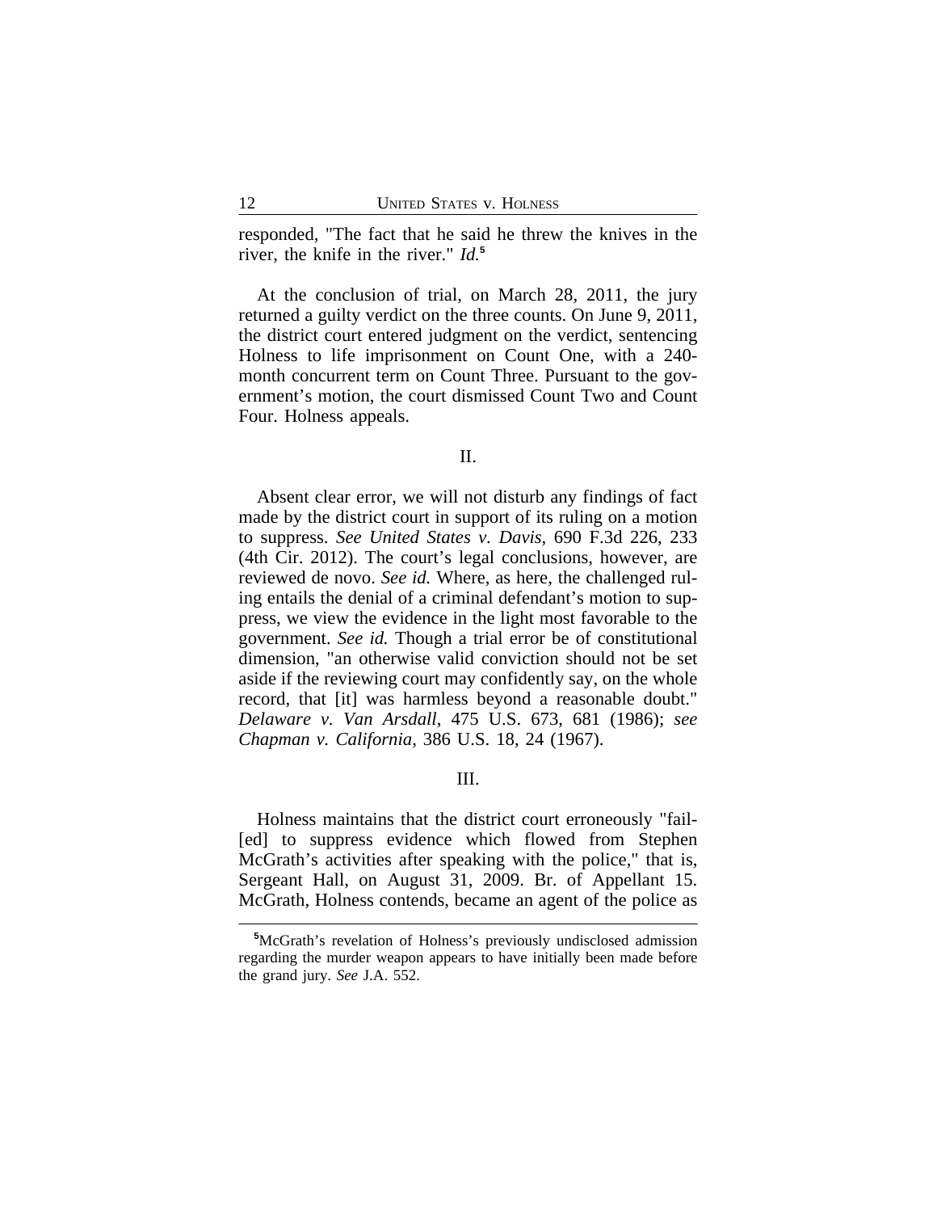responded, "The fact that he said he threw the knives in the river, the knife in the river." *Id.*[5]

At the conclusion of trial, on March 28, 2011, the jury returned a guilty verdict on the three counts. On June 9, 2011, the district court entered judgment on the verdict, sentencing Holness to life imprisonment on Count One, with a 240-month concurrent term on Count Three. Pursuant to the government's motion, the court dismissed Count Two and Count Four. Holness appeals.

## II.

Absent clear error, we will not disturb any findings of fact made by the district court in support of its ruling on a motion to suppress. *See United States v. Davis*, 690 F.3d 226, 233 (4th Cir. 2012). The court's legal conclusions, however, are reviewed de novo. *See id.* Where, as here, the challenged ruling entails the denial of a criminal defendant's motion to suppress, we view the evidence in the light most favorable to the government. *See id.* Though a trial error be of constitutional dimension, "an otherwise valid conviction should not be set aside if the reviewing court may confidently say, on the whole record, that [it] was harmless beyond a reasonable doubt." *Delaware v. Van Arsdall*, 475 U.S. 673, 681 (1986); *see Chapman v. California*, 386 U.S. 18, 24 (1967).

## III.

Holness maintains that the district court erroneously "fail-[ed] to suppress evidence which flowed from Stephen McGrath's activities after speaking with the police," that is, Sergeant Hall, on August 31, 2009. Br. of Appellant 15. McGrath, Holness contends, became an agent of the police as

---

[5]McGrath's revelation of Holness's previously undisclosed admission regarding the murder weapon appears to have initially been made before the grand jury. *See* J.A. 552.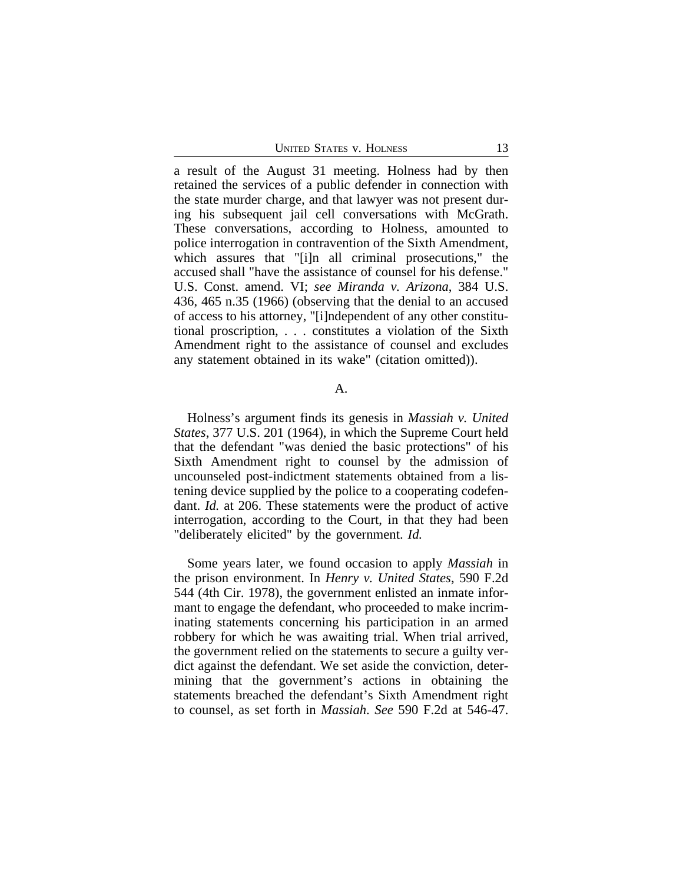a result of the August 31 meeting. Holness had by then retained the services of a public defender in connection with the state murder charge, and that lawyer was not present during his subsequent jail cell conversations with McGrath. These conversations, according to Holness, amounted to police interrogation in contravention of the Sixth Amendment, which assures that "[i]n all criminal prosecutions," the accused shall "have the assistance of counsel for his defense." U.S. Const. amend. VI; *see Miranda v. Arizona*, 384 U.S. 436, 465 n.35 (1966) (observing that the denial to an accused of access to his attorney, "[i]ndependent of any other constitutional proscription, . . . constitutes a violation of the Sixth Amendment right to the assistance of counsel and excludes any statement obtained in its wake" (citation omitted)).

### A.

Holness's argument finds its genesis in *Massiah v. United States*, 377 U.S. 201 (1964), in which the Supreme Court held that the defendant "was denied the basic protections" of his Sixth Amendment right to counsel by the admission of uncounseled post-indictment statements obtained from a listening device supplied by the police to a cooperating codefendant. *Id.* at 206. These statements were the product of active interrogation, according to the Court, in that they had been "deliberately elicited" by the government. *Id.*

Some years later, we found occasion to apply *Massiah* in the prison environment. In *Henry v. United States*, 590 F.2d 544 (4th Cir. 1978), the government enlisted an inmate informant to engage the defendant, who proceeded to make incriminating statements concerning his participation in an armed robbery for which he was awaiting trial. When trial arrived, the government relied on the statements to secure a guilty verdict against the defendant. We set aside the conviction, determining that the government's actions in obtaining the statements breached the defendant's Sixth Amendment right to counsel, as set forth in *Massiah*. *See* 590 F.2d at 546-47.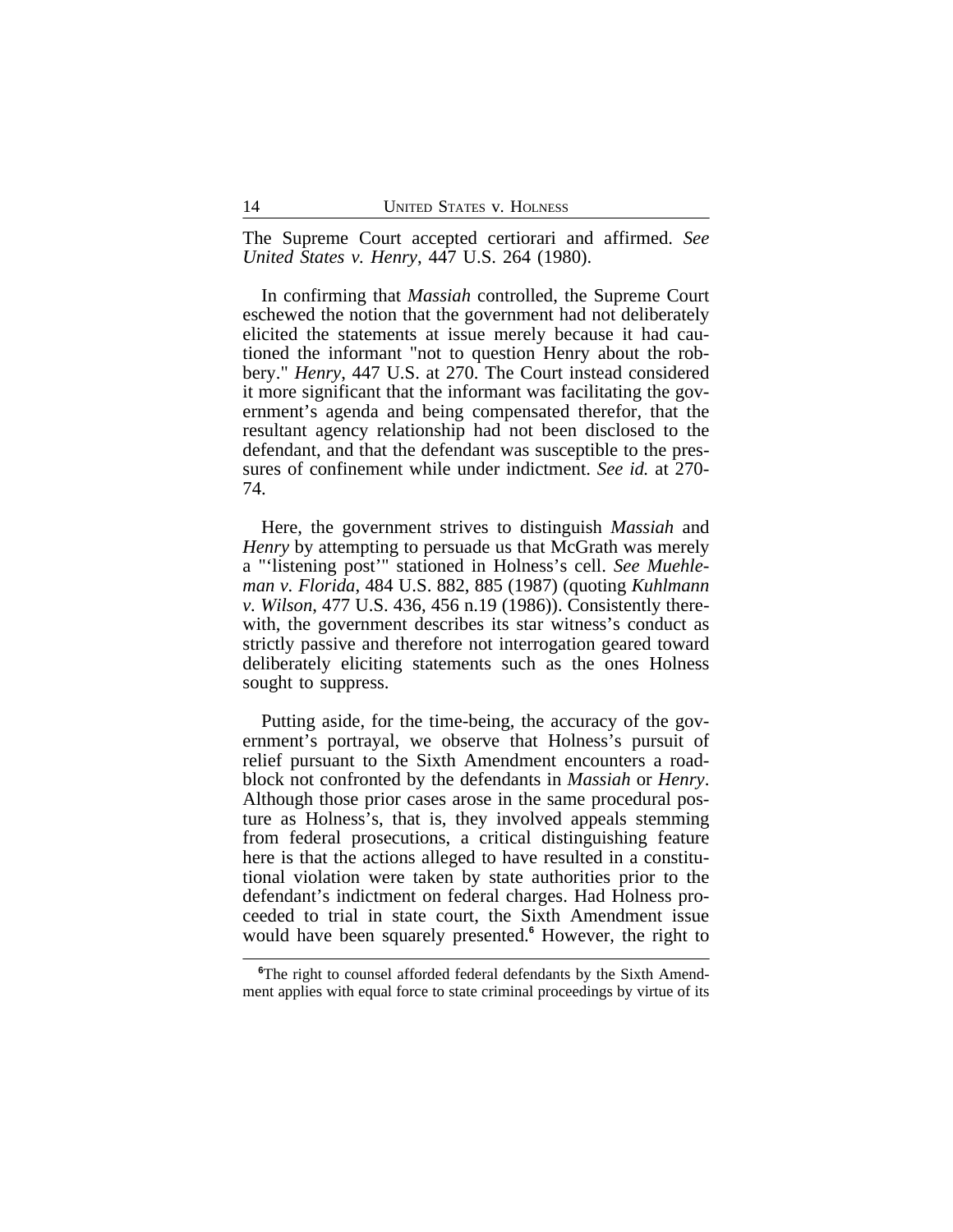The Supreme Court accepted certiorari and affirmed. *See United States v. Henry*, 447 U.S. 264 (1980).

In confirming that *Massiah* controlled, the Supreme Court eschewed the notion that the government had not deliberately elicited the statements at issue merely because it had cautioned the informant "not to question Henry about the robbery." *Henry*, 447 U.S. at 270. The Court instead considered it more significant that the informant was facilitating the government's agenda and being compensated therefor, that the resultant agency relationship had not been disclosed to the defendant, and that the defendant was susceptible to the pressures of confinement while under indictment. *See id.* at 270-74.

Here, the government strives to distinguish *Massiah* and *Henry* by attempting to persuade us that McGrath was merely a "'listening post'" stationed in Holness's cell. *See Muehleman v. Florida*, 484 U.S. 882, 885 (1987) (quoting *Kuhlmann v. Wilson*, 477 U.S. 436, 456 n.19 (1986)). Consistently therewith, the government describes its star witness's conduct as strictly passive and therefore not interrogation geared toward deliberately eliciting statements such as the ones Holness sought to suppress.

Putting aside, for the time-being, the accuracy of the government's portrayal, we observe that Holness's pursuit of relief pursuant to the Sixth Amendment encounters a roadblock not confronted by the defendants in *Massiah* or *Henry*. Although those prior cases arose in the same procedural posture as Holness's, that is, they involved appeals stemming from federal prosecutions, a critical distinguishing feature here is that the actions alleged to have resulted in a constitutional violation were taken by state authorities prior to the defendant's indictment on federal charges. Had Holness proceeded to trial in state court, the Sixth Amendment issue would have been squarely presented.[6] However, the right to

[6]The right to counsel afforded federal defendants by the Sixth Amendment applies with equal force to state criminal proceedings by virtue of its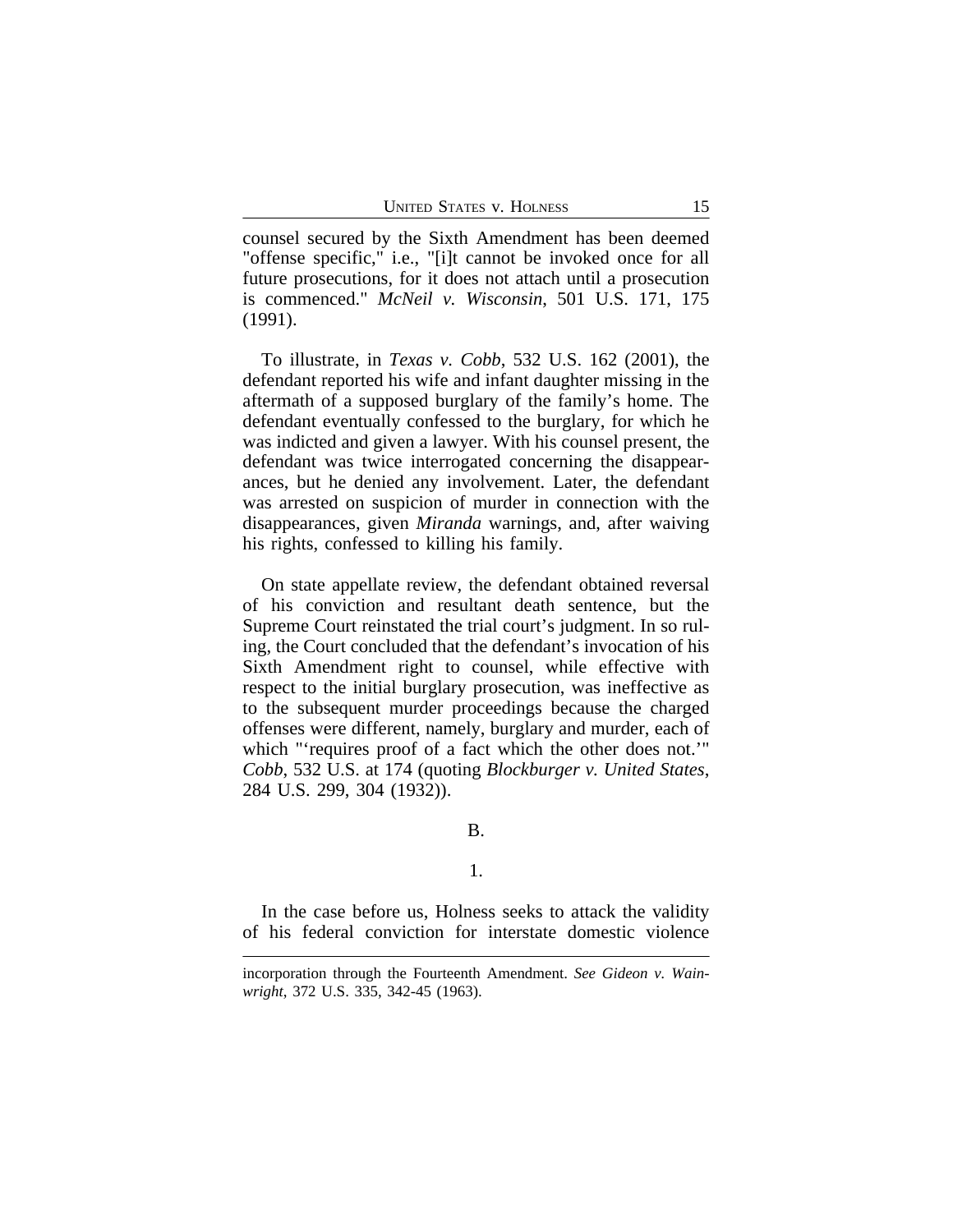counsel secured by the Sixth Amendment has been deemed "offense specific," i.e., "[i]t cannot be invoked once for all future prosecutions, for it does not attach until a prosecution is commenced." *McNeil v. Wisconsin*, 501 U.S. 171, 175 (1991).

To illustrate, in *Texas v. Cobb*, 532 U.S. 162 (2001), the defendant reported his wife and infant daughter missing in the aftermath of a supposed burglary of the family's home. The defendant eventually confessed to the burglary, for which he was indicted and given a lawyer. With his counsel present, the defendant was twice interrogated concerning the disappearances, but he denied any involvement. Later, the defendant was arrested on suspicion of murder in connection with the disappearances, given *Miranda* warnings, and, after waiving his rights, confessed to killing his family.

On state appellate review, the defendant obtained reversal of his conviction and resultant death sentence, but the Supreme Court reinstated the trial court's judgment. In so ruling, the Court concluded that the defendant's invocation of his Sixth Amendment right to counsel, while effective with respect to the initial burglary prosecution, was ineffective as to the subsequent murder proceedings because the charged offenses were different, namely, burglary and murder, each of which "'requires proof of a fact which the other does not.'" *Cobb*, 532 U.S. at 174 (quoting *Blockburger v. United States*, 284 U.S. 299, 304 (1932)).

B.

1.

In the case before us, Holness seeks to attack the validity of his federal conviction for interstate domestic violence

---

incorporation through the Fourteenth Amendment. *See Gideon v. Wainwright*, 372 U.S. 335, 342-45 (1963).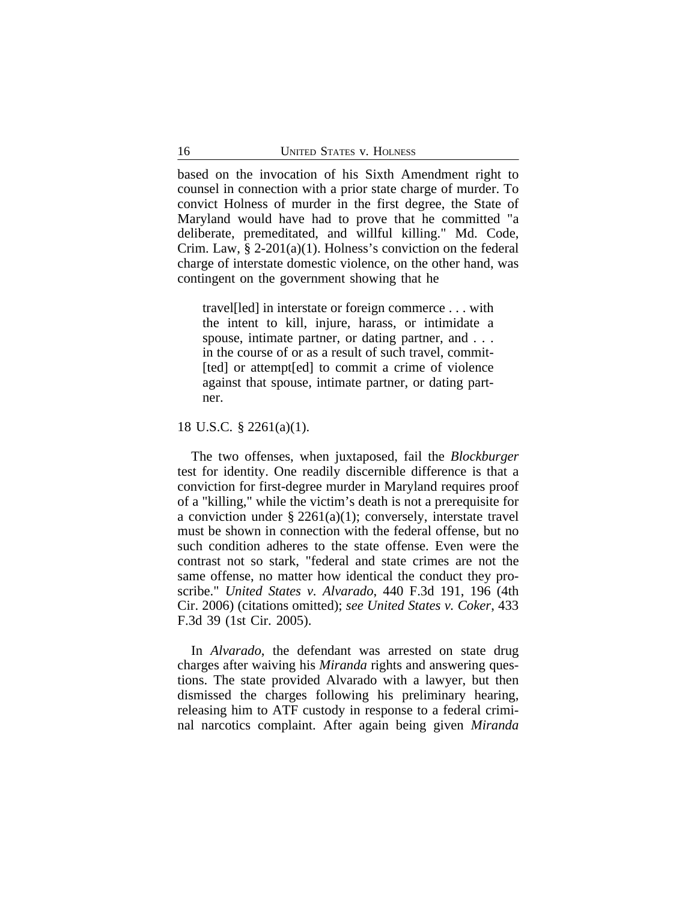based on the invocation of his Sixth Amendment right to counsel in connection with a prior state charge of murder. To convict Holness of murder in the first degree, the State of Maryland would have had to prove that he committed "a deliberate, premeditated, and willful killing." Md. Code, Crim. Law, § 2-201(a)(1). Holness's conviction on the federal charge of interstate domestic violence, on the other hand, was contingent on the government showing that he

> travel[led] in interstate or foreign commerce . . . with the intent to kill, injure, harass, or intimidate a spouse, intimate partner, or dating partner, and . . . in the course of or as a result of such travel, commit-[ted] or attempt[ed] to commit a crime of violence against that spouse, intimate partner, or dating partner.

18 U.S.C. § 2261(a)(1).

The two offenses, when juxtaposed, fail the *Blockburger* test for identity. One readily discernible difference is that a conviction for first-degree murder in Maryland requires proof of a "killing," while the victim's death is not a prerequisite for a conviction under § 2261(a)(1); conversely, interstate travel must be shown in connection with the federal offense, but no such condition adheres to the state offense. Even were the contrast not so stark, "federal and state crimes are not the same offense, no matter how identical the conduct they proscribe." *United States v. Alvarado*, 440 F.3d 191, 196 (4th Cir. 2006) (citations omitted); *see United States v. Coker*, 433 F.3d 39 (1st Cir. 2005).

In *Alvarado*, the defendant was arrested on state drug charges after waiving his *Miranda* rights and answering questions. The state provided Alvarado with a lawyer, but then dismissed the charges following his preliminary hearing, releasing him to ATF custody in response to a federal criminal narcotics complaint. After again being given *Miranda*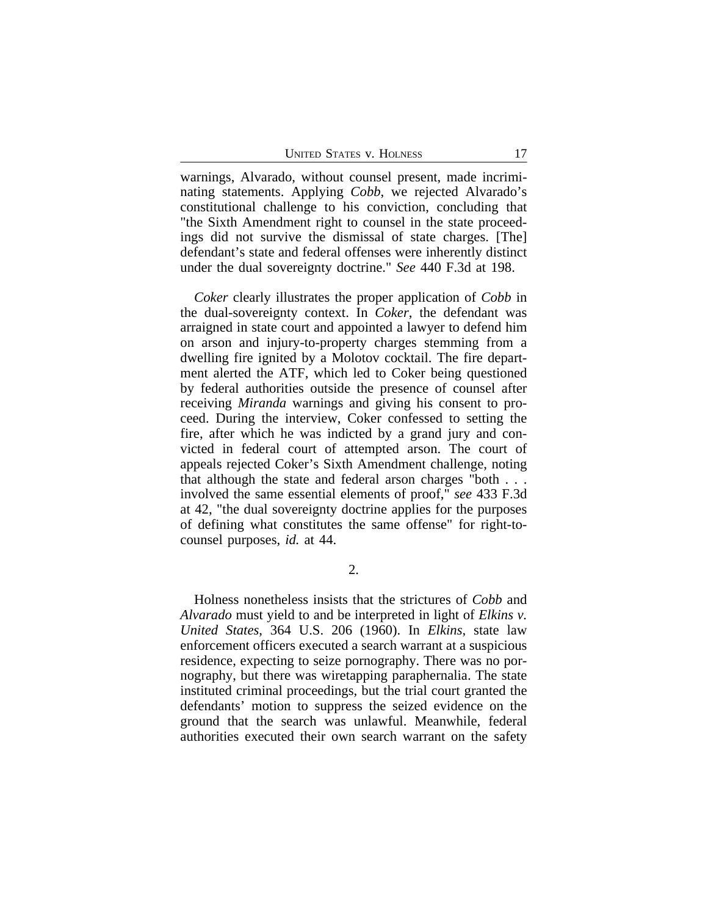warnings, Alvarado, without counsel present, made incriminating statements. Applying *Cobb*, we rejected Alvarado's constitutional challenge to his conviction, concluding that "the Sixth Amendment right to counsel in the state proceedings did not survive the dismissal of state charges. [The] defendant's state and federal offenses were inherently distinct under the dual sovereignty doctrine." *See* 440 F.3d at 198.

*Coker* clearly illustrates the proper application of *Cobb* in the dual-sovereignty context. In *Coker*, the defendant was arraigned in state court and appointed a lawyer to defend him on arson and injury-to-property charges stemming from a dwelling fire ignited by a Molotov cocktail. The fire department alerted the ATF, which led to Coker being questioned by federal authorities outside the presence of counsel after receiving *Miranda* warnings and giving his consent to proceed. During the interview, Coker confessed to setting the fire, after which he was indicted by a grand jury and convicted in federal court of attempted arson. The court of appeals rejected Coker's Sixth Amendment challenge, noting that although the state and federal arson charges "both . . . involved the same essential elements of proof," *see* 433 F.3d at 42, "the dual sovereignty doctrine applies for the purposes of defining what constitutes the same offense" for right-to-counsel purposes, *id.* at 44.

2.

Holness nonetheless insists that the strictures of *Cobb* and *Alvarado* must yield to and be interpreted in light of *Elkins v. United States*, 364 U.S. 206 (1960). In *Elkins*, state law enforcement officers executed a search warrant at a suspicious residence, expecting to seize pornography. There was no pornography, but there was wiretapping paraphernalia. The state instituted criminal proceedings, but the trial court granted the defendants' motion to suppress the seized evidence on the ground that the search was unlawful. Meanwhile, federal authorities executed their own search warrant on the safety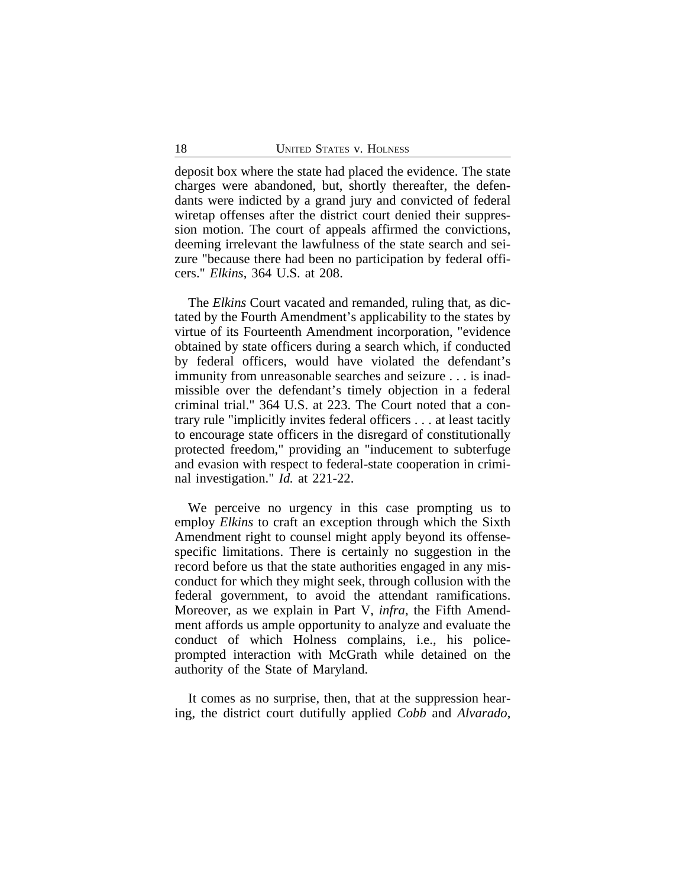deposit box where the state had placed the evidence. The state charges were abandoned, but, shortly thereafter, the defendants were indicted by a grand jury and convicted of federal wiretap offenses after the district court denied their suppression motion. The court of appeals affirmed the convictions, deeming irrelevant the lawfulness of the state search and seizure "because there had been no participation by federal officers." *Elkins*, 364 U.S. at 208.

The *Elkins* Court vacated and remanded, ruling that, as dictated by the Fourth Amendment's applicability to the states by virtue of its Fourteenth Amendment incorporation, "evidence obtained by state officers during a search which, if conducted by federal officers, would have violated the defendant's immunity from unreasonable searches and seizure . . . is inadmissible over the defendant's timely objection in a federal criminal trial." 364 U.S. at 223. The Court noted that a contrary rule "implicitly invites federal officers . . . at least tacitly to encourage state officers in the disregard of constitutionally protected freedom," providing an "inducement to subterfuge and evasion with respect to federal-state cooperation in criminal investigation." *Id.* at 221-22.

We perceive no urgency in this case prompting us to employ *Elkins* to craft an exception through which the Sixth Amendment right to counsel might apply beyond its offense-specific limitations. There is certainly no suggestion in the record before us that the state authorities engaged in any misconduct for which they might seek, through collusion with the federal government, to avoid the attendant ramifications. Moreover, as we explain in Part V, *infra*, the Fifth Amendment affords us ample opportunity to analyze and evaluate the conduct of which Holness complains, i.e., his police-prompted interaction with McGrath while detained on the authority of the State of Maryland.

It comes as no surprise, then, that at the suppression hearing, the district court dutifully applied *Cobb* and *Alvarado*,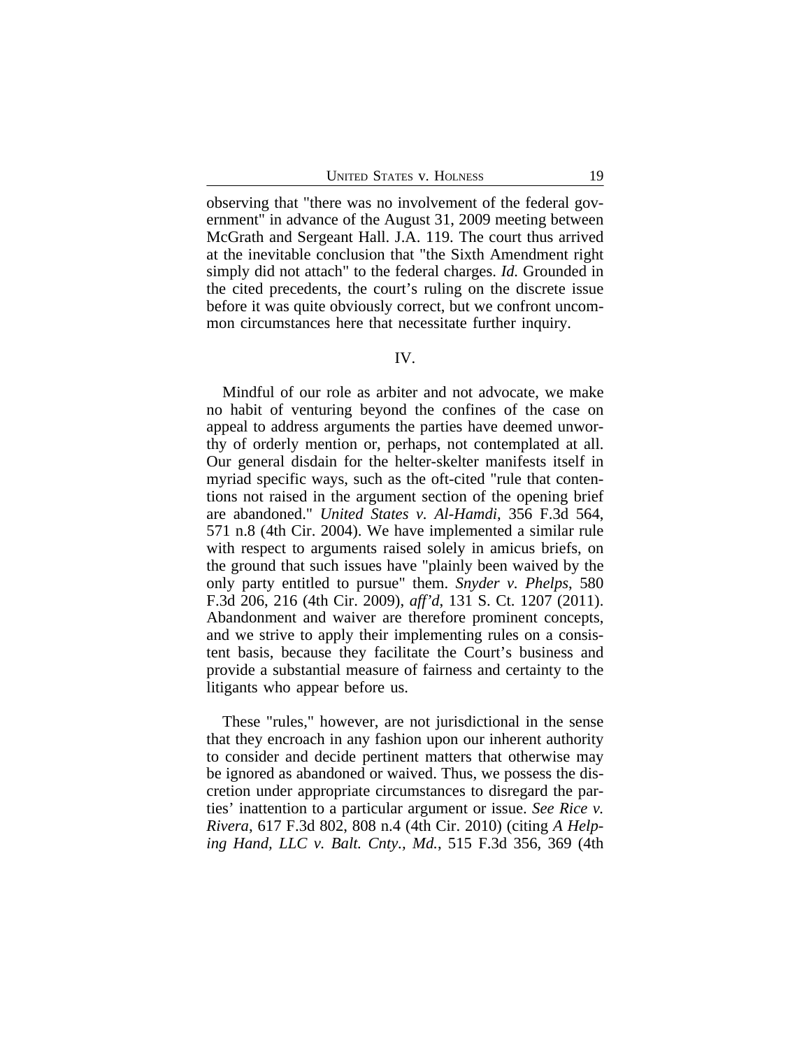observing that "there was no involvement of the federal government" in advance of the August 31, 2009 meeting between McGrath and Sergeant Hall. J.A. 119. The court thus arrived at the inevitable conclusion that "the Sixth Amendment right simply did not attach" to the federal charges. *Id.* Grounded in the cited precedents, the court's ruling on the discrete issue before it was quite obviously correct, but we confront uncommon circumstances here that necessitate further inquiry.

## IV.

Mindful of our role as arbiter and not advocate, we make no habit of venturing beyond the confines of the case on appeal to address arguments the parties have deemed unworthy of orderly mention or, perhaps, not contemplated at all. Our general disdain for the helter-skelter manifests itself in myriad specific ways, such as the oft-cited "rule that contentions not raised in the argument section of the opening brief are abandoned." *United States v. Al-Hamdi*, 356 F.3d 564, 571 n.8 (4th Cir. 2004). We have implemented a similar rule with respect to arguments raised solely in amicus briefs, on the ground that such issues have "plainly been waived by the only party entitled to pursue" them. *Snyder v. Phelps*, 580 F.3d 206, 216 (4th Cir. 2009), *aff'd*, 131 S. Ct. 1207 (2011). Abandonment and waiver are therefore prominent concepts, and we strive to apply their implementing rules on a consistent basis, because they facilitate the Court's business and provide a substantial measure of fairness and certainty to the litigants who appear before us.

These "rules," however, are not jurisdictional in the sense that they encroach in any fashion upon our inherent authority to consider and decide pertinent matters that otherwise may be ignored as abandoned or waived. Thus, we possess the discretion under appropriate circumstances to disregard the parties' inattention to a particular argument or issue. *See Rice v. Rivera*, 617 F.3d 802, 808 n.4 (4th Cir. 2010) (citing *A Helping Hand, LLC v. Balt. Cnty., Md.*, 515 F.3d 356, 369 (4th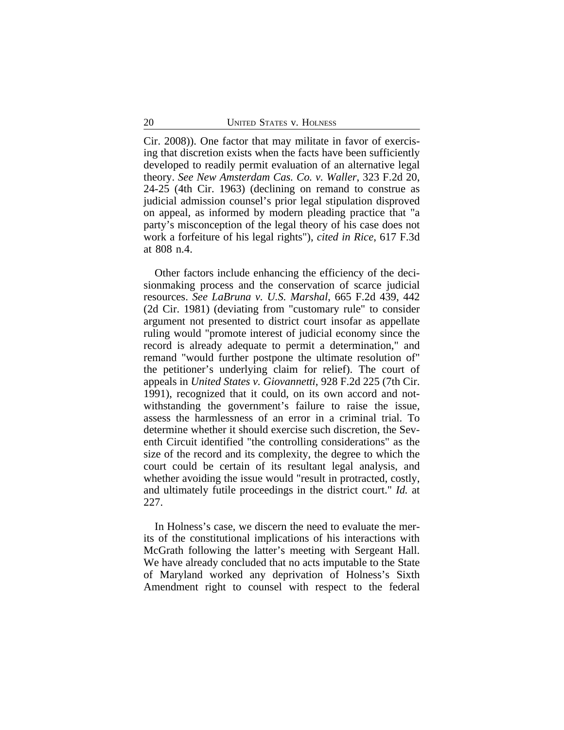Cir. 2008)). One factor that may militate in favor of exercising that discretion exists when the facts have been sufficiently developed to readily permit evaluation of an alternative legal theory. *See New Amsterdam Cas. Co. v. Waller*, 323 F.2d 20, 24-25 (4th Cir. 1963) (declining on remand to construe as judicial admission counsel's prior legal stipulation disproved on appeal, as informed by modern pleading practice that "a party's misconception of the legal theory of his case does not work a forfeiture of his legal rights"), *cited in Rice*, 617 F.3d at 808 n.4.

Other factors include enhancing the efficiency of the decisionmaking process and the conservation of scarce judicial resources. *See LaBruna v. U.S. Marshal*, 665 F.2d 439, 442 (2d Cir. 1981) (deviating from "customary rule" to consider argument not presented to district court insofar as appellate ruling would "promote interest of judicial economy since the record is already adequate to permit a determination," and remand "would further postpone the ultimate resolution of" the petitioner's underlying claim for relief). The court of appeals in *United States v. Giovannetti*, 928 F.2d 225 (7th Cir. 1991), recognized that it could, on its own accord and notwithstanding the government's failure to raise the issue, assess the harmlessness of an error in a criminal trial. To determine whether it should exercise such discretion, the Seventh Circuit identified "the controlling considerations" as the size of the record and its complexity, the degree to which the court could be certain of its resultant legal analysis, and whether avoiding the issue would "result in protracted, costly, and ultimately futile proceedings in the district court." *Id.* at 227.

In Holness's case, we discern the need to evaluate the merits of the constitutional implications of his interactions with McGrath following the latter's meeting with Sergeant Hall. We have already concluded that no acts imputable to the State of Maryland worked any deprivation of Holness's Sixth Amendment right to counsel with respect to the federal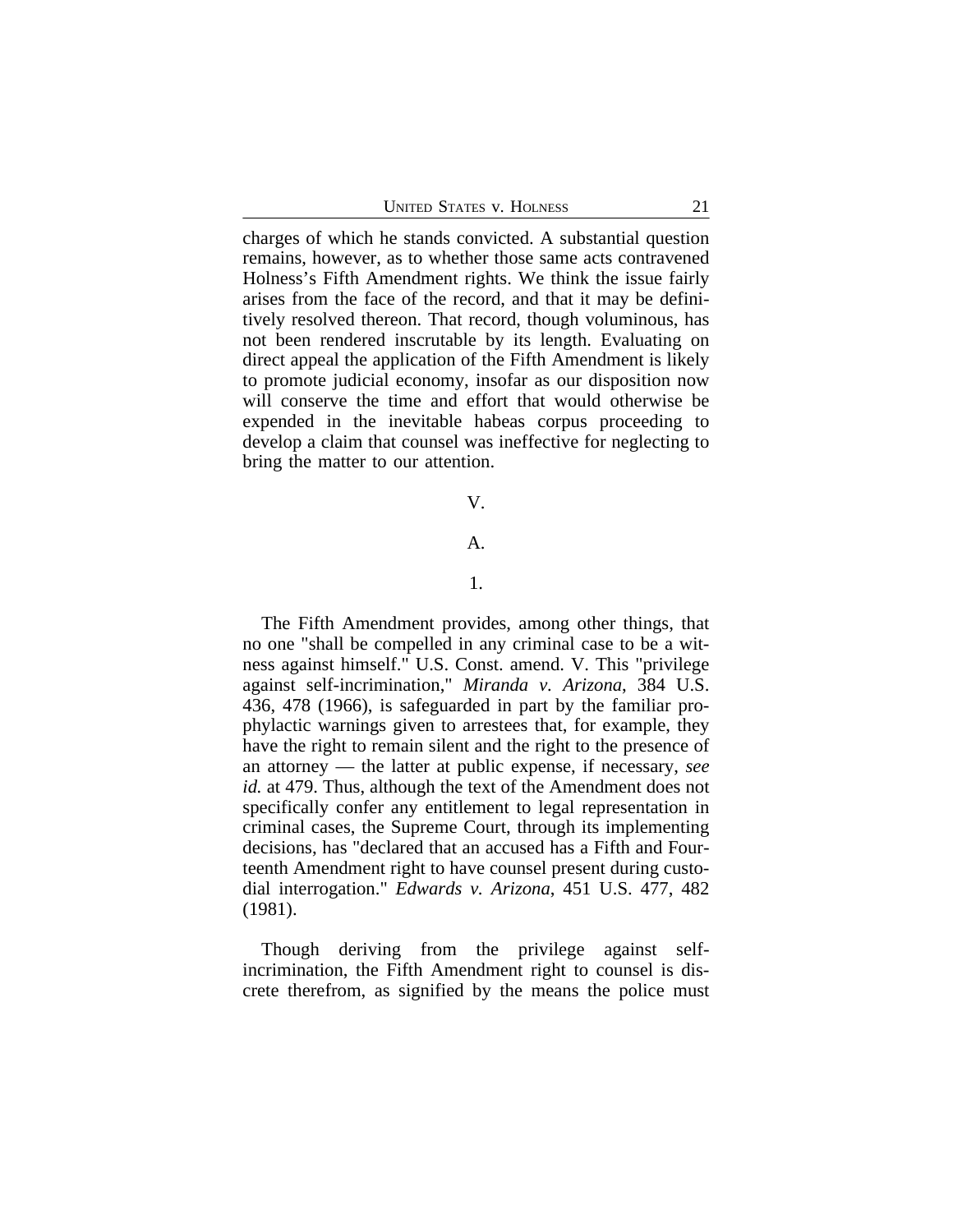charges of which he stands convicted. A substantial question remains, however, as to whether those same acts contravened Holness's Fifth Amendment rights. We think the issue fairly arises from the face of the record, and that it may be definitively resolved thereon. That record, though voluminous, has not been rendered inscrutable by its length. Evaluating on direct appeal the application of the Fifth Amendment is likely to promote judicial economy, insofar as our disposition now will conserve the time and effort that would otherwise be expended in the inevitable habeas corpus proceeding to develop a claim that counsel was ineffective for neglecting to bring the matter to our attention.

## V.

### A.

#### 1.

The Fifth Amendment provides, among other things, that no one "shall be compelled in any criminal case to be a witness against himself." U.S. Const. amend. V. This "privilege against self-incrimination," *Miranda v. Arizona*, 384 U.S. 436, 478 (1966), is safeguarded in part by the familiar prophylactic warnings given to arrestees that, for example, they have the right to remain silent and the right to the presence of an attorney — the latter at public expense, if necessary, *see id.* at 479. Thus, although the text of the Amendment does not specifically confer any entitlement to legal representation in criminal cases, the Supreme Court, through its implementing decisions, has "declared that an accused has a Fifth and Fourteenth Amendment right to have counsel present during custodial interrogation." *Edwards v. Arizona*, 451 U.S. 477, 482 (1981).

Though deriving from the privilege against self-incrimination, the Fifth Amendment right to counsel is discrete therefrom, as signified by the means the police must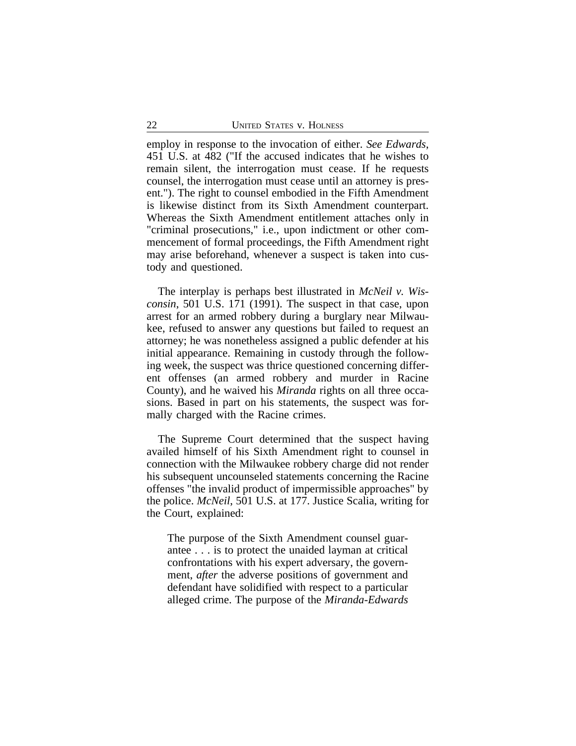employ in response to the invocation of either. *See Edwards*, 451 U.S. at 482 ("If the accused indicates that he wishes to remain silent, the interrogation must cease. If he requests counsel, the interrogation must cease until an attorney is present."). The right to counsel embodied in the Fifth Amendment is likewise distinct from its Sixth Amendment counterpart. Whereas the Sixth Amendment entitlement attaches only in "criminal prosecutions," i.e., upon indictment or other commencement of formal proceedings, the Fifth Amendment right may arise beforehand, whenever a suspect is taken into custody and questioned.

The interplay is perhaps best illustrated in *McNeil v. Wisconsin*, 501 U.S. 171 (1991). The suspect in that case, upon arrest for an armed robbery during a burglary near Milwaukee, refused to answer any questions but failed to request an attorney; he was nonetheless assigned a public defender at his initial appearance. Remaining in custody through the following week, the suspect was thrice questioned concerning different offenses (an armed robbery and murder in Racine County), and he waived his *Miranda* rights on all three occasions. Based in part on his statements, the suspect was formally charged with the Racine crimes.

The Supreme Court determined that the suspect having availed himself of his Sixth Amendment right to counsel in connection with the Milwaukee robbery charge did not render his subsequent uncounseled statements concerning the Racine offenses "the invalid product of impermissible approaches" by the police. *McNeil*, 501 U.S. at 177. Justice Scalia, writing for the Court, explained:

> The purpose of the Sixth Amendment counsel guarantee . . . is to protect the unaided layman at critical confrontations with his expert adversary, the government, *after* the adverse positions of government and defendant have solidified with respect to a particular alleged crime. The purpose of the *Miranda-Edwards*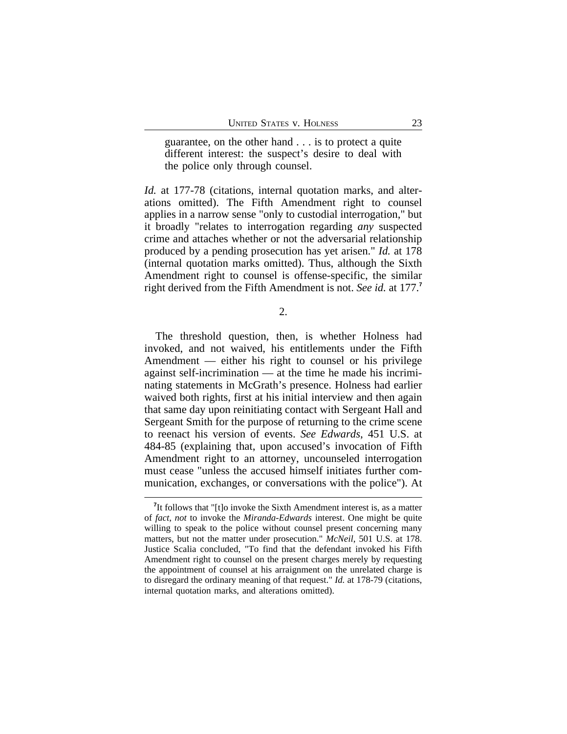> guarantee, on the other hand . . . is to protect a quite different interest: the suspect's desire to deal with the police only through counsel.

*Id.* at 177-78 (citations, internal quotation marks, and alterations omitted). The Fifth Amendment right to counsel applies in a narrow sense "only to custodial interrogation," but it broadly "relates to interrogation regarding *any* suspected crime and attaches whether or not the adversarial relationship produced by a pending prosecution has yet arisen." *Id.* at 178 (internal quotation marks omitted). Thus, although the Sixth Amendment right to counsel is offense-specific, the similar right derived from the Fifth Amendment is not. *See id.* at 177.[7]

2.

The threshold question, then, is whether Holness had invoked, and not waived, his entitlements under the Fifth Amendment — either his right to counsel or his privilege against self-incrimination — at the time he made his incriminating statements in McGrath's presence. Holness had earlier waived both rights, first at his initial interview and then again that same day upon reinitiating contact with Sergeant Hall and Sergeant Smith for the purpose of returning to the crime scene to reenact his version of events. *See Edwards*, 451 U.S. at 484-85 (explaining that, upon accused's invocation of Fifth Amendment right to an attorney, uncounseled interrogation must cease "unless the accused himself initiates further communication, exchanges, or conversations with the police"). At

[7]It follows that "[t]o invoke the Sixth Amendment interest is, as a matter of *fact*, *not* to invoke the *Miranda-Edwards* interest. One might be quite willing to speak to the police without counsel present concerning many matters, but not the matter under prosecution." *McNeil*, 501 U.S. at 178. Justice Scalia concluded, "To find that the defendant invoked his Fifth Amendment right to counsel on the present charges merely by requesting the appointment of counsel at his arraignment on the unrelated charge is to disregard the ordinary meaning of that request." *Id.* at 178-79 (citations, internal quotation marks, and alterations omitted).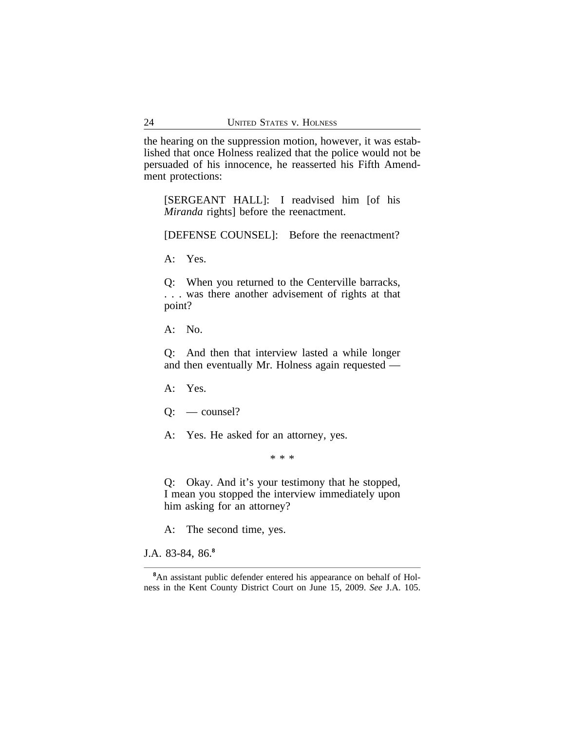the hearing on the suppression motion, however, it was established that once Holness realized that the police would not be persuaded of his innocence, he reasserted his Fifth Amendment protections:

> [SERGEANT HALL]: I readvised him [of his *Miranda* rights] before the reenactment.
>
> [DEFENSE COUNSEL]: Before the reenactment?
>
> A: Yes.
>
> Q: When you returned to the Centerville barracks, . . . was there another advisement of rights at that point?
>
> A: No.
>
> Q: And then that interview lasted a while longer and then eventually Mr. Holness again requested —
>
> A: Yes.
>
> Q: — counsel?
>
> A: Yes. He asked for an attorney, yes.
>
> \* \* \*
>
> Q: Okay. And it's your testimony that he stopped, I mean you stopped the interview immediately upon him asking for an attorney?
>
> A: The second time, yes.

J.A. 83-84, 86.[8]

[8]An assistant public defender entered his appearance on behalf of Holness in the Kent County District Court on June 15, 2009. *See* J.A. 105.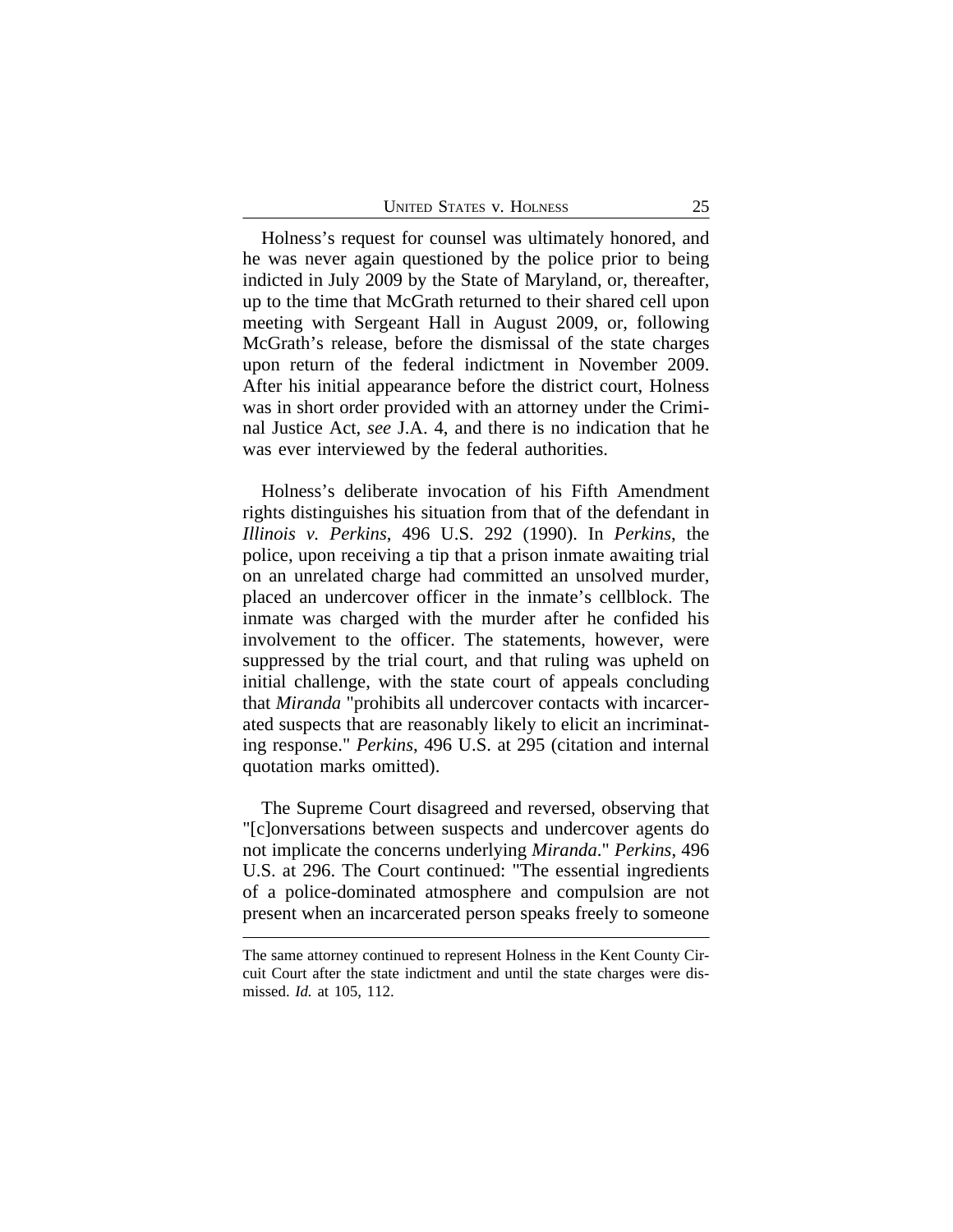Holness's request for counsel was ultimately honored, and he was never again questioned by the police prior to being indicted in July 2009 by the State of Maryland, or, thereafter, up to the time that McGrath returned to their shared cell upon meeting with Sergeant Hall in August 2009, or, following McGrath's release, before the dismissal of the state charges upon return of the federal indictment in November 2009. After his initial appearance before the district court, Holness was in short order provided with an attorney under the Criminal Justice Act, *see* J.A. 4, and there is no indication that he was ever interviewed by the federal authorities.

Holness's deliberate invocation of his Fifth Amendment rights distinguishes his situation from that of the defendant in *Illinois v. Perkins*, 496 U.S. 292 (1990). In *Perkins*, the police, upon receiving a tip that a prison inmate awaiting trial on an unrelated charge had committed an unsolved murder, placed an undercover officer in the inmate's cellblock. The inmate was charged with the murder after he confided his involvement to the officer. The statements, however, were suppressed by the trial court, and that ruling was upheld on initial challenge, with the state court of appeals concluding that *Miranda* "prohibits all undercover contacts with incarcerated suspects that are reasonably likely to elicit an incriminating response." *Perkins*, 496 U.S. at 295 (citation and internal quotation marks omitted).

The Supreme Court disagreed and reversed, observing that "[c]onversations between suspects and undercover agents do not implicate the concerns underlying *Miranda*." *Perkins*, 496 U.S. at 296. The Court continued: "The essential ingredients of a police-dominated atmosphere and compulsion are not present when an incarcerated person speaks freely to someone

---

The same attorney continued to represent Holness in the Kent County Circuit Court after the state indictment and until the state charges were dismissed. *Id.* at 105, 112.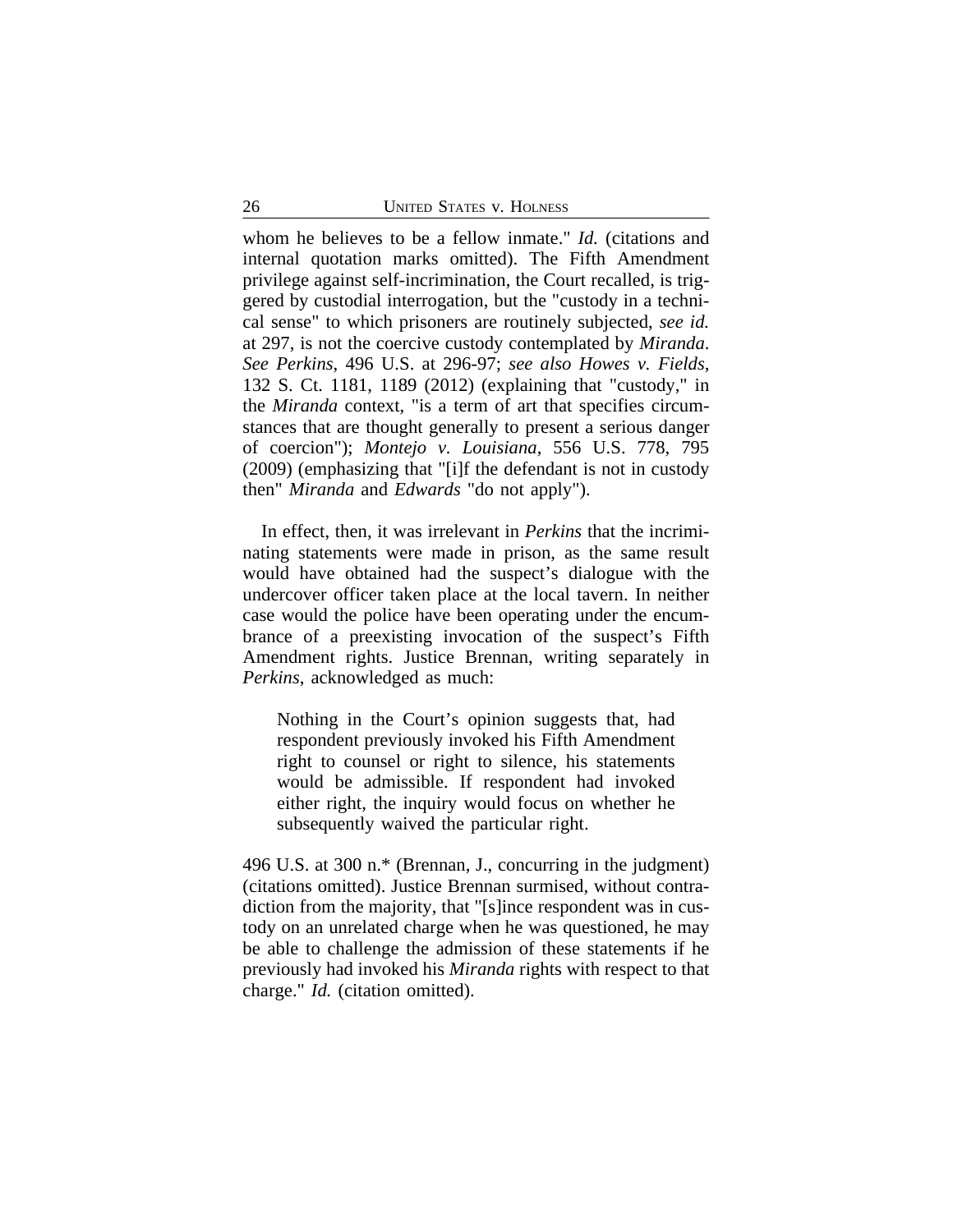whom he believes to be a fellow inmate." *Id.* (citations and internal quotation marks omitted). The Fifth Amendment privilege against self-incrimination, the Court recalled, is triggered by custodial interrogation, but the "custody in a technical sense" to which prisoners are routinely subjected, *see id.* at 297, is not the coercive custody contemplated by *Miranda*. *See Perkins*, 496 U.S. at 296-97; *see also Howes v. Fields*, 132 S. Ct. 1181, 1189 (2012) (explaining that "custody," in the *Miranda* context, "is a term of art that specifies circumstances that are thought generally to present a serious danger of coercion"); *Montejo v. Louisiana*, 556 U.S. 778, 795 (2009) (emphasizing that "[i]f the defendant is not in custody then" *Miranda* and *Edwards* "do not apply").

In effect, then, it was irrelevant in *Perkins* that the incriminating statements were made in prison, as the same result would have obtained had the suspect's dialogue with the undercover officer taken place at the local tavern. In neither case would the police have been operating under the encumbrance of a preexisting invocation of the suspect's Fifth Amendment rights. Justice Brennan, writing separately in *Perkins*, acknowledged as much:

> Nothing in the Court's opinion suggests that, had respondent previously invoked his Fifth Amendment right to counsel or right to silence, his statements would be admissible. If respondent had invoked either right, the inquiry would focus on whether he subsequently waived the particular right.

496 U.S. at 300 n.* (Brennan, J., concurring in the judgment) (citations omitted). Justice Brennan surmised, without contradiction from the majority, that "[s]ince respondent was in custody on an unrelated charge when he was questioned, he may be able to challenge the admission of these statements if he previously had invoked his *Miranda* rights with respect to that charge." *Id.* (citation omitted).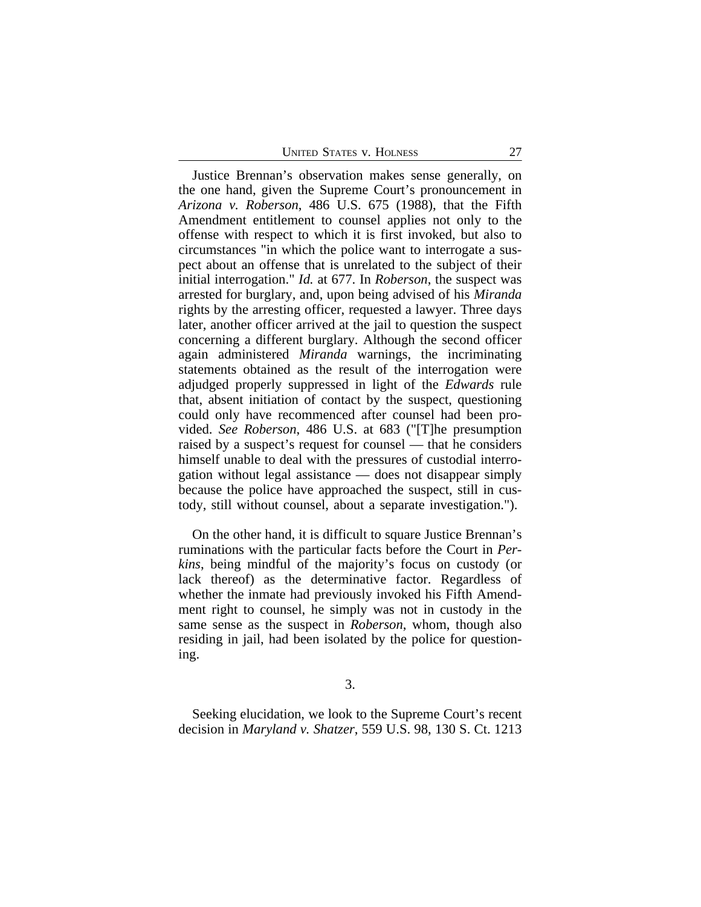Justice Brennan's observation makes sense generally, on the one hand, given the Supreme Court's pronouncement in *Arizona v. Roberson*, 486 U.S. 675 (1988), that the Fifth Amendment entitlement to counsel applies not only to the offense with respect to which it is first invoked, but also to circumstances "in which the police want to interrogate a suspect about an offense that is unrelated to the subject of their initial interrogation." *Id.* at 677. In *Roberson*, the suspect was arrested for burglary, and, upon being advised of his *Miranda* rights by the arresting officer, requested a lawyer. Three days later, another officer arrived at the jail to question the suspect concerning a different burglary. Although the second officer again administered *Miranda* warnings, the incriminating statements obtained as the result of the interrogation were adjudged properly suppressed in light of the *Edwards* rule that, absent initiation of contact by the suspect, questioning could only have recommenced after counsel had been provided. *See Roberson*, 486 U.S. at 683 ("[T]he presumption raised by a suspect's request for counsel — that he considers himself unable to deal with the pressures of custodial interrogation without legal assistance — does not disappear simply because the police have approached the suspect, still in custody, still without counsel, about a separate investigation.").

On the other hand, it is difficult to square Justice Brennan's ruminations with the particular facts before the Court in *Perkins*, being mindful of the majority's focus on custody (or lack thereof) as the determinative factor. Regardless of whether the inmate had previously invoked his Fifth Amendment right to counsel, he simply was not in custody in the same sense as the suspect in *Roberson*, whom, though also residing in jail, had been isolated by the police for questioning.

3.

Seeking elucidation, we look to the Supreme Court's recent decision in *Maryland v. Shatzer*, 559 U.S. 98, 130 S. Ct. 1213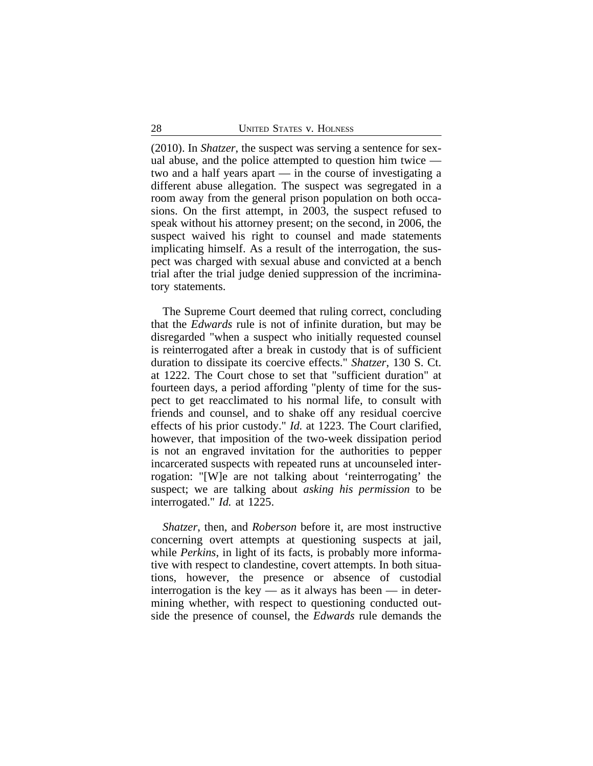(2010). In *Shatzer*, the suspect was serving a sentence for sexual abuse, and the police attempted to question him twice — two and a half years apart — in the course of investigating a different abuse allegation. The suspect was segregated in a room away from the general prison population on both occasions. On the first attempt, in 2003, the suspect refused to speak without his attorney present; on the second, in 2006, the suspect waived his right to counsel and made statements implicating himself. As a result of the interrogation, the suspect was charged with sexual abuse and convicted at a bench trial after the trial judge denied suppression of the incriminatory statements.

The Supreme Court deemed that ruling correct, concluding that the *Edwards* rule is not of infinite duration, but may be disregarded "when a suspect who initially requested counsel is reinterrogated after a break in custody that is of sufficient duration to dissipate its coercive effects." *Shatzer*, 130 S. Ct. at 1222. The Court chose to set that "sufficient duration" at fourteen days, a period affording "plenty of time for the suspect to get reacclimated to his normal life, to consult with friends and counsel, and to shake off any residual coercive effects of his prior custody." *Id.* at 1223. The Court clarified, however, that imposition of the two-week dissipation period is not an engraved invitation for the authorities to pepper incarcerated suspects with repeated runs at uncounseled interrogation: "[W]e are not talking about 'reinterrogating' the suspect; we are talking about *asking his permission* to be interrogated." *Id.* at 1225.

*Shatzer*, then, and *Roberson* before it, are most instructive concerning overt attempts at questioning suspects at jail, while *Perkins*, in light of its facts, is probably more informative with respect to clandestine, covert attempts. In both situations, however, the presence or absence of custodial interrogation is the key — as it always has been — in determining whether, with respect to questioning conducted outside the presence of counsel, the *Edwards* rule demands the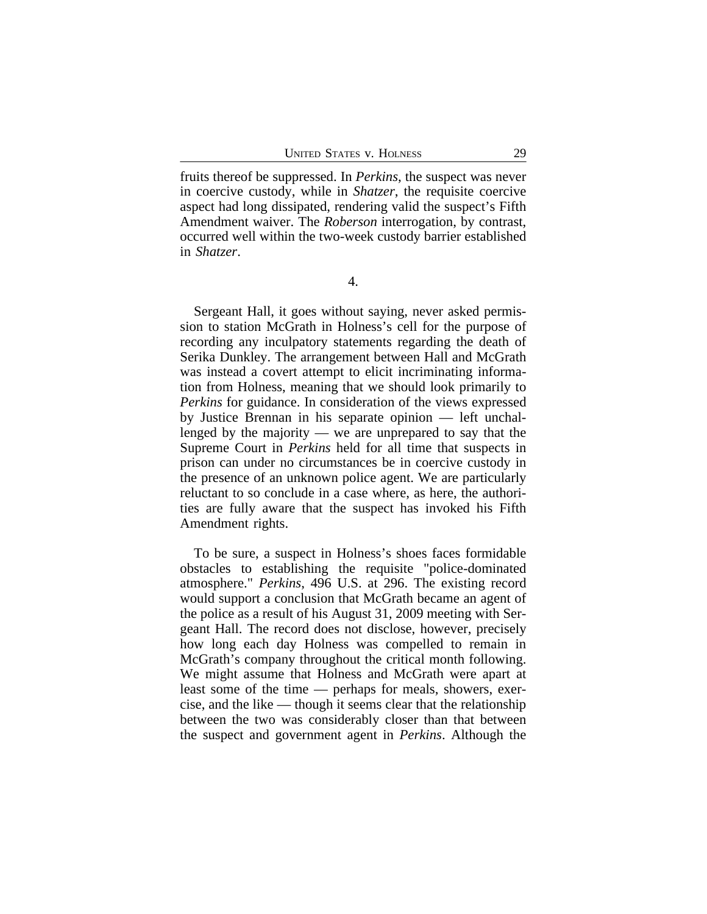fruits thereof be suppressed. In *Perkins*, the suspect was never in coercive custody, while in *Shatzer*, the requisite coercive aspect had long dissipated, rendering valid the suspect's Fifth Amendment waiver. The *Roberson* interrogation, by contrast, occurred well within the two-week custody barrier established in *Shatzer*.

4.

Sergeant Hall, it goes without saying, never asked permission to station McGrath in Holness's cell for the purpose of recording any inculpatory statements regarding the death of Serika Dunkley. The arrangement between Hall and McGrath was instead a covert attempt to elicit incriminating information from Holness, meaning that we should look primarily to *Perkins* for guidance. In consideration of the views expressed by Justice Brennan in his separate opinion — left unchallenged by the majority — we are unprepared to say that the Supreme Court in *Perkins* held for all time that suspects in prison can under no circumstances be in coercive custody in the presence of an unknown police agent. We are particularly reluctant to so conclude in a case where, as here, the authorities are fully aware that the suspect has invoked his Fifth Amendment rights.

To be sure, a suspect in Holness's shoes faces formidable obstacles to establishing the requisite "police-dominated atmosphere." *Perkins*, 496 U.S. at 296. The existing record would support a conclusion that McGrath became an agent of the police as a result of his August 31, 2009 meeting with Sergeant Hall. The record does not disclose, however, precisely how long each day Holness was compelled to remain in McGrath's company throughout the critical month following. We might assume that Holness and McGrath were apart at least some of the time — perhaps for meals, showers, exercise, and the like — though it seems clear that the relationship between the two was considerably closer than that between the suspect and government agent in *Perkins*. Although the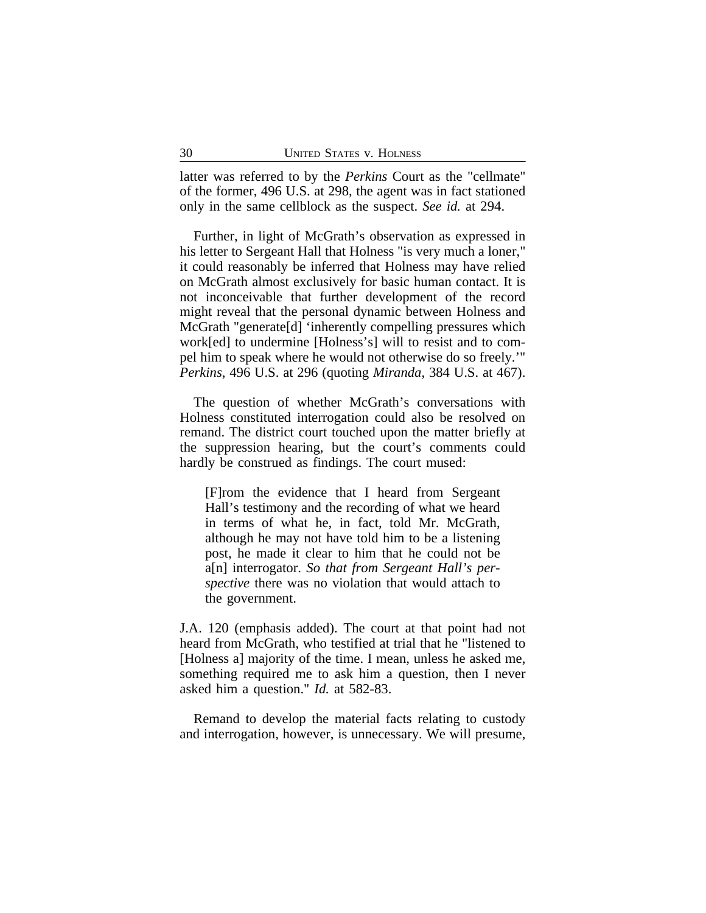latter was referred to by the *Perkins* Court as the "cellmate" of the former, 496 U.S. at 298, the agent was in fact stationed only in the same cellblock as the suspect. *See id.* at 294.

Further, in light of McGrath's observation as expressed in his letter to Sergeant Hall that Holness "is very much a loner," it could reasonably be inferred that Holness may have relied on McGrath almost exclusively for basic human contact. It is not inconceivable that further development of the record might reveal that the personal dynamic between Holness and McGrath "generate[d] 'inherently compelling pressures which work[ed] to undermine [Holness's] will to resist and to compel him to speak where he would not otherwise do so freely.'" *Perkins*, 496 U.S. at 296 (quoting *Miranda*, 384 U.S. at 467).

The question of whether McGrath's conversations with Holness constituted interrogation could also be resolved on remand. The district court touched upon the matter briefly at the suppression hearing, but the court's comments could hardly be construed as findings. The court mused:

> [F]rom the evidence that I heard from Sergeant Hall's testimony and the recording of what we heard in terms of what he, in fact, told Mr. McGrath, although he may not have told him to be a listening post, he made it clear to him that he could not be a[n] interrogator. *So that from Sergeant Hall's perspective* there was no violation that would attach to the government.

J.A. 120 (emphasis added). The court at that point had not heard from McGrath, who testified at trial that he "listened to [Holness a] majority of the time. I mean, unless he asked me, something required me to ask him a question, then I never asked him a question." *Id.* at 582-83.

Remand to develop the material facts relating to custody and interrogation, however, is unnecessary. We will presume,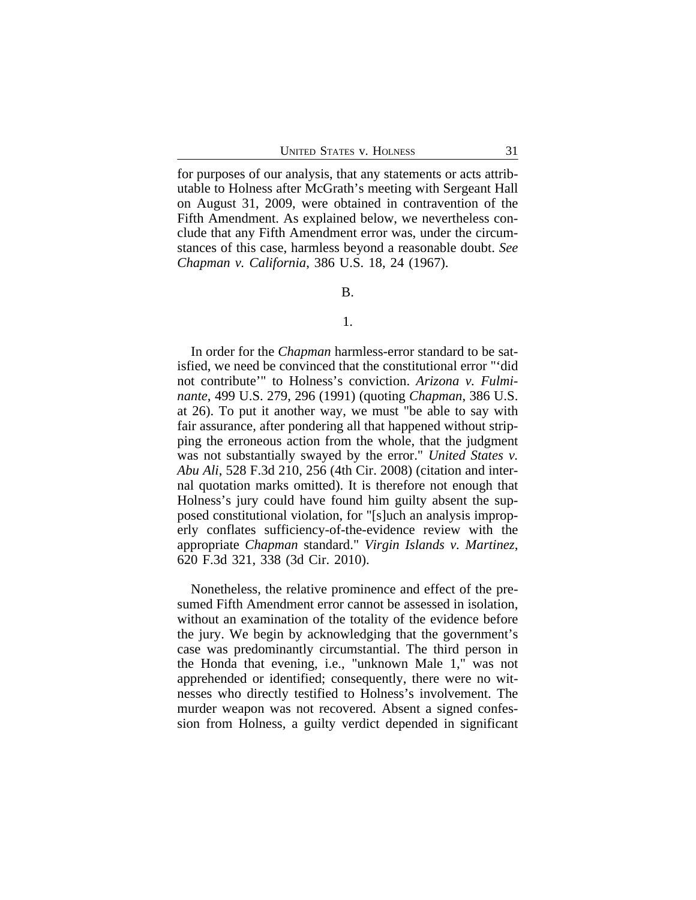for purposes of our analysis, that any statements or acts attributable to Holness after McGrath's meeting with Sergeant Hall on August 31, 2009, were obtained in contravention of the Fifth Amendment. As explained below, we nevertheless conclude that any Fifth Amendment error was, under the circumstances of this case, harmless beyond a reasonable doubt. *See Chapman v. California*, 386 U.S. 18, 24 (1967).

B.

1.

In order for the *Chapman* harmless-error standard to be satisfied, we need be convinced that the constitutional error "'did not contribute'" to Holness's conviction. *Arizona v. Fulminante*, 499 U.S. 279, 296 (1991) (quoting *Chapman*, 386 U.S. at 26). To put it another way, we must "be able to say with fair assurance, after pondering all that happened without stripping the erroneous action from the whole, that the judgment was not substantially swayed by the error." *United States v. Abu Ali*, 528 F.3d 210, 256 (4th Cir. 2008) (citation and internal quotation marks omitted). It is therefore not enough that Holness's jury could have found him guilty absent the supposed constitutional violation, for "[s]uch an analysis improperly conflates sufficiency-of-the-evidence review with the appropriate *Chapman* standard." *Virgin Islands v. Martinez*, 620 F.3d 321, 338 (3d Cir. 2010).

Nonetheless, the relative prominence and effect of the presumed Fifth Amendment error cannot be assessed in isolation, without an examination of the totality of the evidence before the jury. We begin by acknowledging that the government's case was predominantly circumstantial. The third person in the Honda that evening, i.e., "unknown Male 1," was not apprehended or identified; consequently, there were no witnesses who directly testified to Holness's involvement. The murder weapon was not recovered. Absent a signed confession from Holness, a guilty verdict depended in significant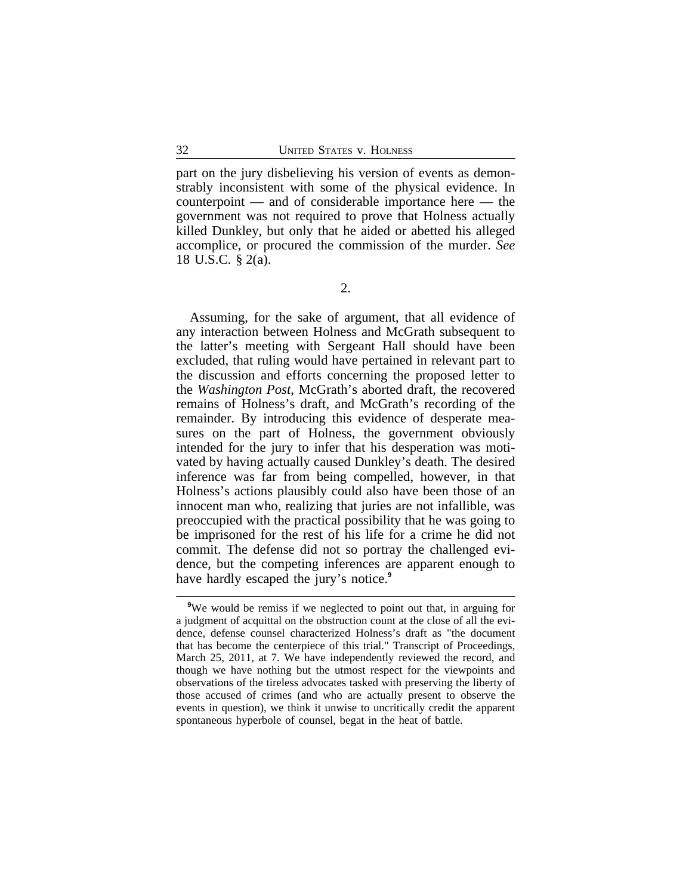part on the jury disbelieving his version of events as demonstrably inconsistent with some of the physical evidence. In counterpoint — and of considerable importance here — the government was not required to prove that Holness actually killed Dunkley, but only that he aided or abetted his alleged accomplice, or procured the commission of the murder. *See* 18 U.S.C. § 2(a).

2.

Assuming, for the sake of argument, that all evidence of any interaction between Holness and McGrath subsequent to the latter's meeting with Sergeant Hall should have been excluded, that ruling would have pertained in relevant part to the discussion and efforts concerning the proposed letter to the *Washington Post*, McGrath's aborted draft, the recovered remains of Holness's draft, and McGrath's recording of the remainder. By introducing this evidence of desperate measures on the part of Holness, the government obviously intended for the jury to infer that his desperation was motivated by having actually caused Dunkley's death. The desired inference was far from being compelled, however, in that Holness's actions plausibly could also have been those of an innocent man who, realizing that juries are not infallible, was preoccupied with the practical possibility that he was going to be imprisoned for the rest of his life for a crime he did not commit. The defense did not so portray the challenged evidence, but the competing inferences are apparent enough to have hardly escaped the jury's notice.[9]

[9]We would be remiss if we neglected to point out that, in arguing for a judgment of acquittal on the obstruction count at the close of all the evidence, defense counsel characterized Holness's draft as "the document that has become the centerpiece of this trial." Transcript of Proceedings, March 25, 2011, at 7. We have independently reviewed the record, and though we have nothing but the utmost respect for the viewpoints and observations of the tireless advocates tasked with preserving the liberty of those accused of crimes (and who are actually present to observe the events in question), we think it unwise to uncritically credit the apparent spontaneous hyperbole of counsel, begat in the heat of battle.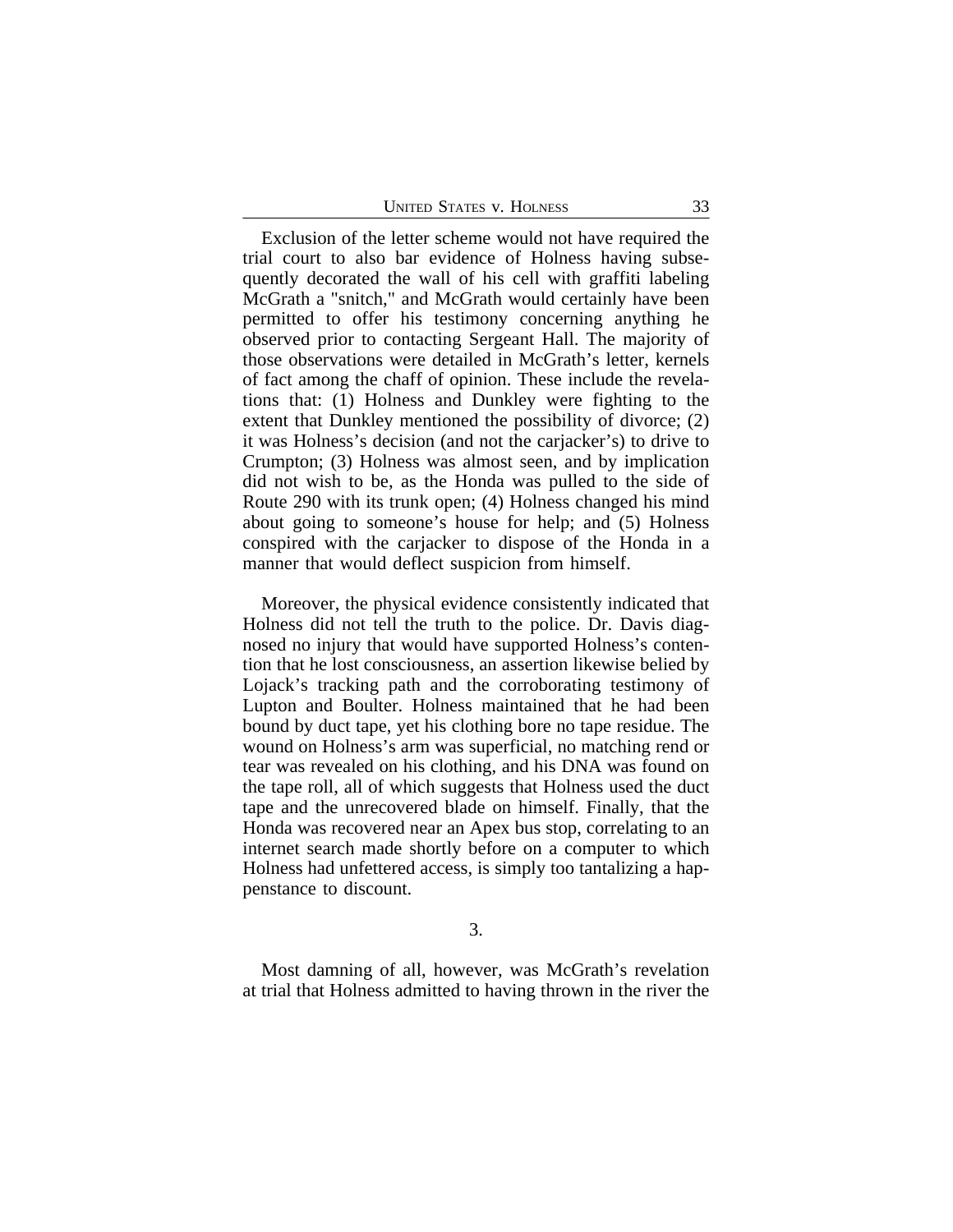Exclusion of the letter scheme would not have required the trial court to also bar evidence of Holness having subsequently decorated the wall of his cell with graffiti labeling McGrath a "snitch," and McGrath would certainly have been permitted to offer his testimony concerning anything he observed prior to contacting Sergeant Hall. The majority of those observations were detailed in McGrath's letter, kernels of fact among the chaff of opinion. These include the revelations that: (1) Holness and Dunkley were fighting to the extent that Dunkley mentioned the possibility of divorce; (2) it was Holness's decision (and not the carjacker's) to drive to Crumpton; (3) Holness was almost seen, and by implication did not wish to be, as the Honda was pulled to the side of Route 290 with its trunk open; (4) Holness changed his mind about going to someone's house for help; and (5) Holness conspired with the carjacker to dispose of the Honda in a manner that would deflect suspicion from himself.

Moreover, the physical evidence consistently indicated that Holness did not tell the truth to the police. Dr. Davis diagnosed no injury that would have supported Holness's contention that he lost consciousness, an assertion likewise belied by Lojack's tracking path and the corroborating testimony of Lupton and Boulter. Holness maintained that he had been bound by duct tape, yet his clothing bore no tape residue. The wound on Holness's arm was superficial, no matching rend or tear was revealed on his clothing, and his DNA was found on the tape roll, all of which suggests that Holness used the duct tape and the unrecovered blade on himself. Finally, that the Honda was recovered near an Apex bus stop, correlating to an internet search made shortly before on a computer to which Holness had unfettered access, is simply too tantalizing a happenstance to discount.

3.

Most damning of all, however, was McGrath's revelation at trial that Holness admitted to having thrown in the river the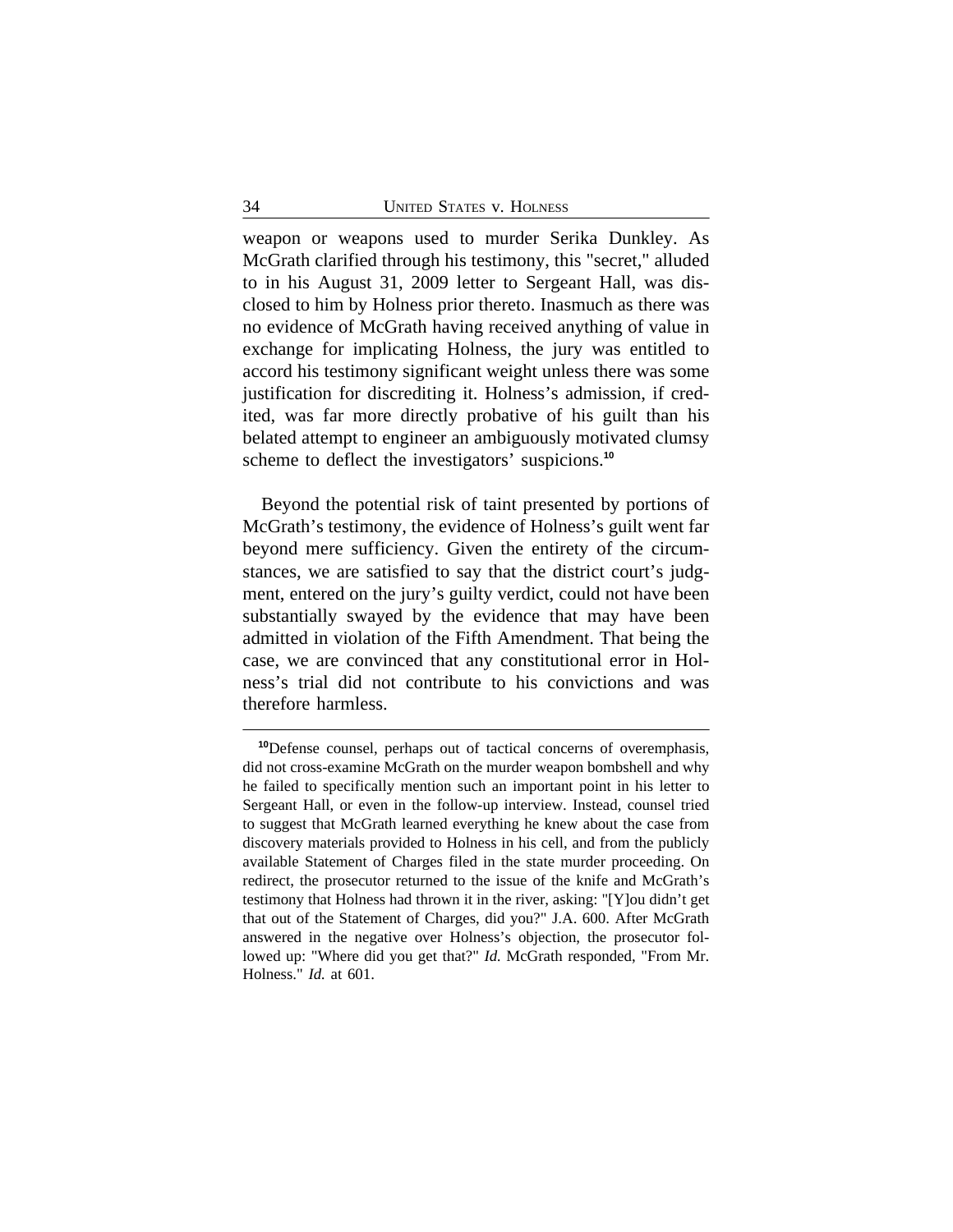weapon or weapons used to murder Serika Dunkley. As McGrath clarified through his testimony, this "secret," alluded to in his August 31, 2009 letter to Sergeant Hall, was disclosed to him by Holness prior thereto. Inasmuch as there was no evidence of McGrath having received anything of value in exchange for implicating Holness, the jury was entitled to accord his testimony significant weight unless there was some justification for discrediting it. Holness's admission, if credited, was far more directly probative of his guilt than his belated attempt to engineer an ambiguously motivated clumsy scheme to deflect the investigators' suspicions.[10]

Beyond the potential risk of taint presented by portions of McGrath's testimony, the evidence of Holness's guilt went far beyond mere sufficiency. Given the entirety of the circumstances, we are satisfied to say that the district court's judgment, entered on the jury's guilty verdict, could not have been substantially swayed by the evidence that may have been admitted in violation of the Fifth Amendment. That being the case, we are convinced that any constitutional error in Holness's trial did not contribute to his convictions and was therefore harmless.

---

[10]Defense counsel, perhaps out of tactical concerns of overemphasis, did not cross-examine McGrath on the murder weapon bombshell and why he failed to specifically mention such an important point in his letter to Sergeant Hall, or even in the follow-up interview. Instead, counsel tried to suggest that McGrath learned everything he knew about the case from discovery materials provided to Holness in his cell, and from the publicly available Statement of Charges filed in the state murder proceeding. On redirect, the prosecutor returned to the issue of the knife and McGrath's testimony that Holness had thrown it in the river, asking: "[Y]ou didn't get that out of the Statement of Charges, did you?" J.A. 600. After McGrath answered in the negative over Holness's objection, the prosecutor followed up: "Where did you get that?" *Id.* McGrath responded, "From Mr. Holness." *Id.* at 601.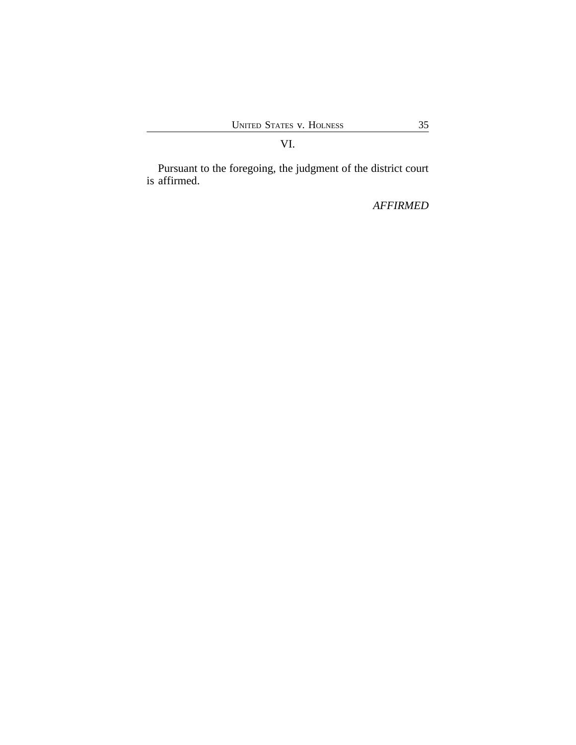## VI.

Pursuant to the foregoing, the judgment of the district court is affirmed.

*AFFIRMED*